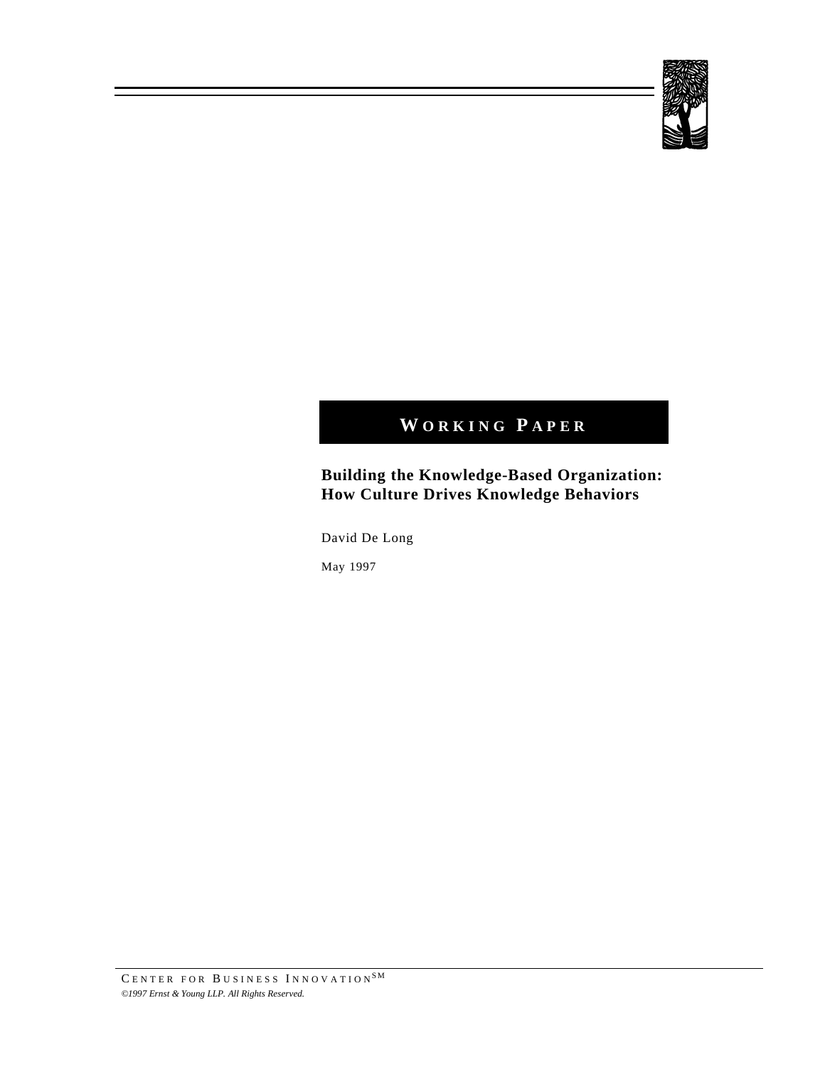**WORKING PAPER**

# Building the Knowledge-Based Organization: How Culture Drives Knowledge Behaviors

David De Long

May 1997

CENTER FOR BUSINESS INNOVATION[SM]

*©1997 Ernst & Young LLP. All Rights Reserved.*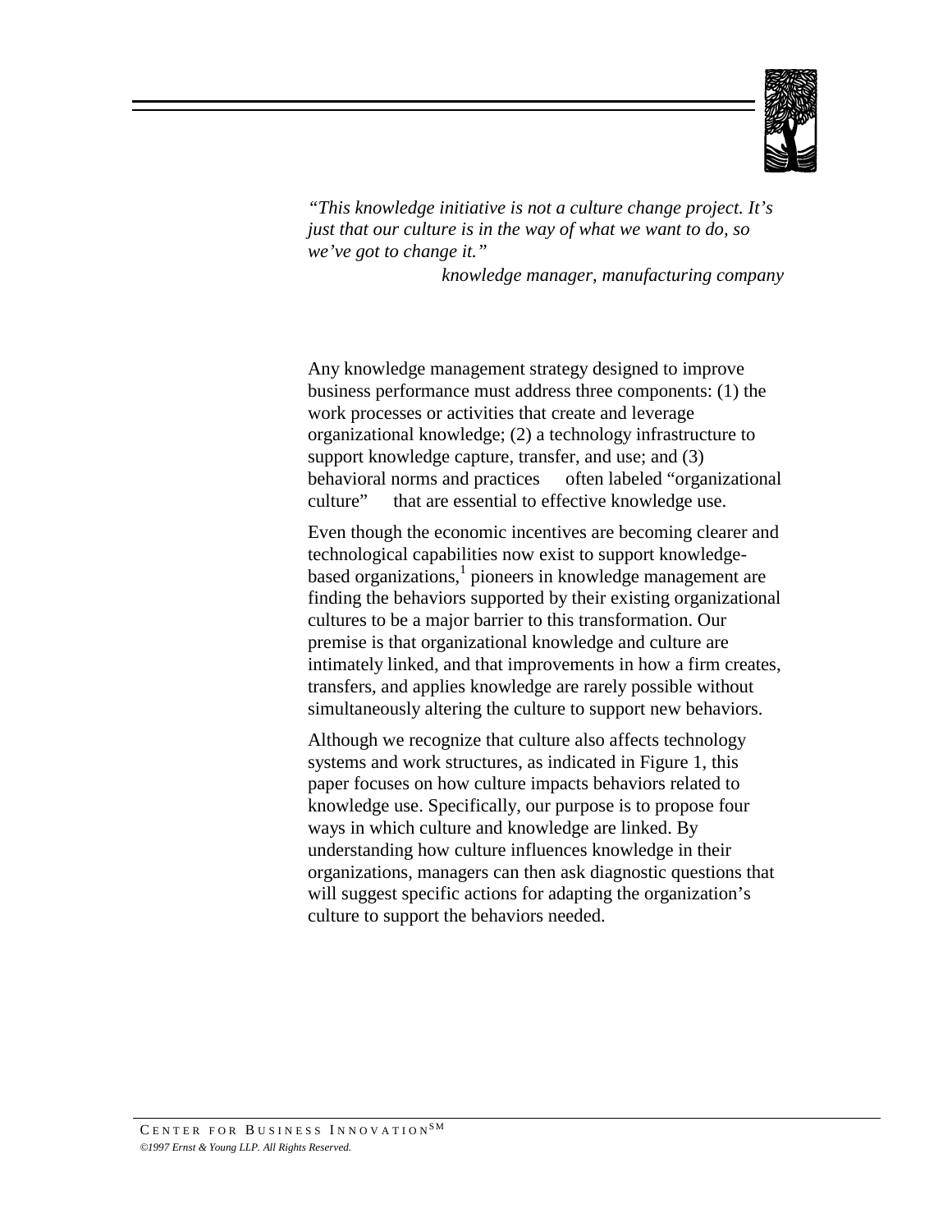*"This knowledge initiative is not a culture change project. It's just that our culture is in the way of what we want to do, so we've got to change it."*

*knowledge manager, manufacturing company*

Any knowledge management strategy designed to improve business performance must address three components: (1) the work processes or activities that create and leverage organizational knowledge; (2) a technology infrastructure to support knowledge capture, transfer, and use; and (3) behavioral norms and practices — often labeled "organizational culture" — that are essential to effective knowledge use.

Even though the economic incentives are becoming clearer and technological capabilities now exist to support knowledge-based organizations,[1] pioneers in knowledge management are finding the behaviors supported by their existing organizational cultures to be a major barrier to this transformation. Our premise is that organizational knowledge and culture are intimately linked, and that improvements in how a firm creates, transfers, and applies knowledge are rarely possible without simultaneously altering the culture to support new behaviors.

Although we recognize that culture also affects technology systems and work structures, as indicated in Figure 1, this paper focuses on how culture impacts behaviors related to knowledge use. Specifically, our purpose is to propose four ways in which culture and knowledge are linked. By understanding how culture influences knowledge in their organizations, managers can then ask diagnostic questions that will suggest specific actions for adapting the organization's culture to support the behaviors needed.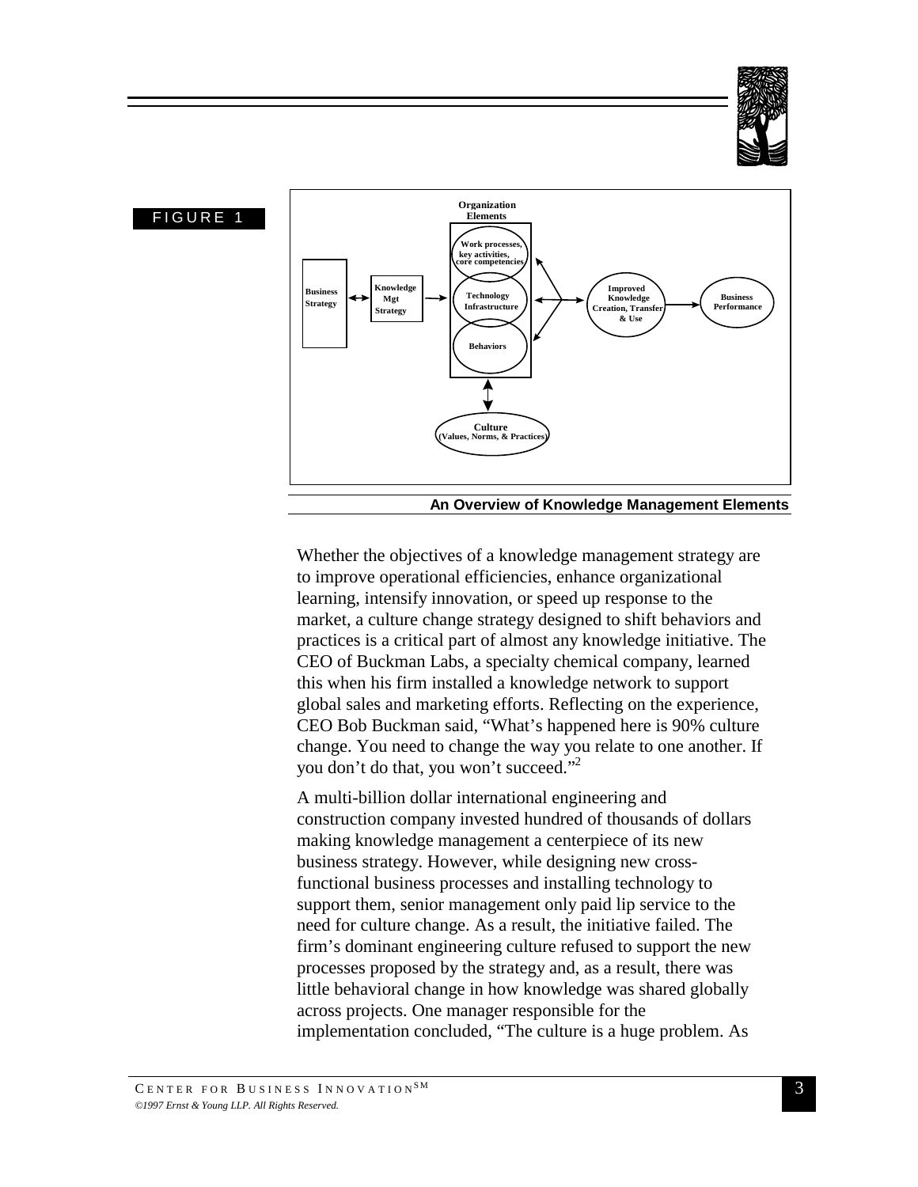FIGURE 1

An Overview of Knowledge Management Elements

Whether the objectives of a knowledge management strategy are to improve operational efficiencies, enhance organizational learning, intensify innovation, or speed up response to the market, a culture change strategy designed to shift behaviors and practices is a critical part of almost any knowledge initiative. The CEO of Buckman Labs, a specialty chemical company, learned this when his firm installed a knowledge network to support global sales and marketing efforts. Reflecting on the experience, CEO Bob Buckman said, "What's happened here is 90% culture change. You need to change the way you relate to one another. If you don't do that, you won't succeed."[2]

A multi-billion dollar international engineering and construction company invested hundred of thousands of dollars making knowledge management a centerpiece of its new business strategy. However, while designing new cross-functional business processes and installing technology to support them, senior management only paid lip service to the need for culture change. As a result, the initiative failed. The firm's dominant engineering culture refused to support the new processes proposed by the strategy and, as a result, there was little behavioral change in how knowledge was shared globally across projects. One manager responsible for the implementation concluded, "The culture is a huge problem. As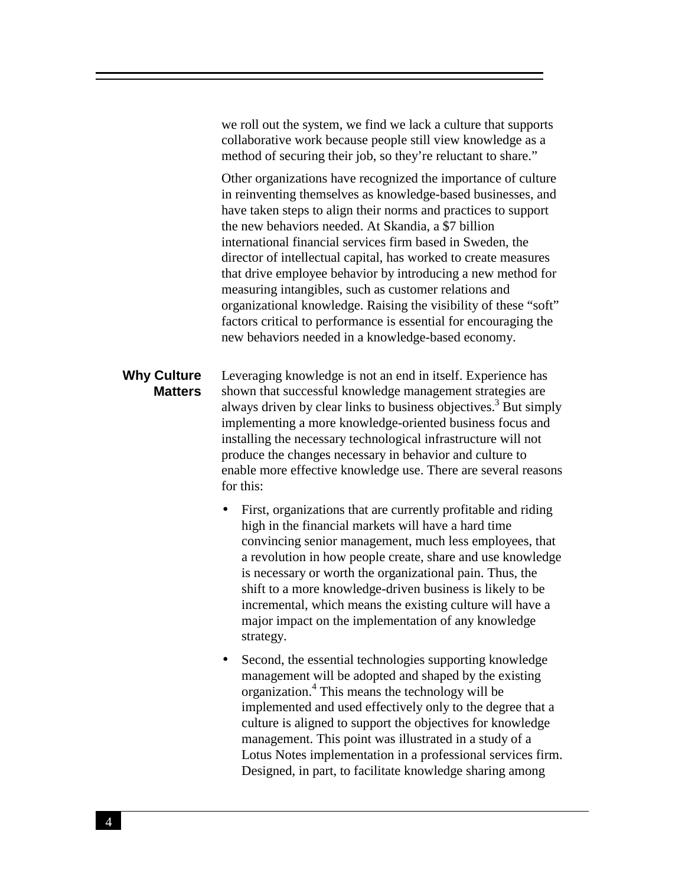we roll out the system, we find we lack a culture that supports collaborative work because people still view knowledge as a method of securing their job, so they're reluctant to share."

Other organizations have recognized the importance of culture in reinventing themselves as knowledge-based businesses, and have taken steps to align their norms and practices to support the new behaviors needed. At Skandia, a $7 billion international financial services firm based in Sweden, the director of intellectual capital, has worked to create measures that drive employee behavior by introducing a new method for measuring intangibles, such as customer relations and organizational knowledge. Raising the visibility of these "soft" factors critical to performance is essential for encouraging the new behaviors needed in a knowledge-based economy.

## Why Culture Matters

Leveraging knowledge is not an end in itself. Experience has shown that successful knowledge management strategies are always driven by clear links to business objectives.[3] But simply implementing a more knowledge-oriented business focus and installing the necessary technological infrastructure will not produce the changes necessary in behavior and culture to enable more effective knowledge use. There are several reasons for this:

- First, organizations that are currently profitable and riding high in the financial markets will have a hard time convincing senior management, much less employees, that a revolution in how people create, share and use knowledge is necessary or worth the organizational pain. Thus, the shift to a more knowledge-driven business is likely to be incremental, which means the existing culture will have a major impact on the implementation of any knowledge strategy.
- Second, the essential technologies supporting knowledge management will be adopted and shaped by the existing organization.[4] This means the technology will be implemented and used effectively only to the degree that a culture is aligned to support the objectives for knowledge management. This point was illustrated in a study of a Lotus Notes implementation in a professional services firm. Designed, in part, to facilitate knowledge sharing among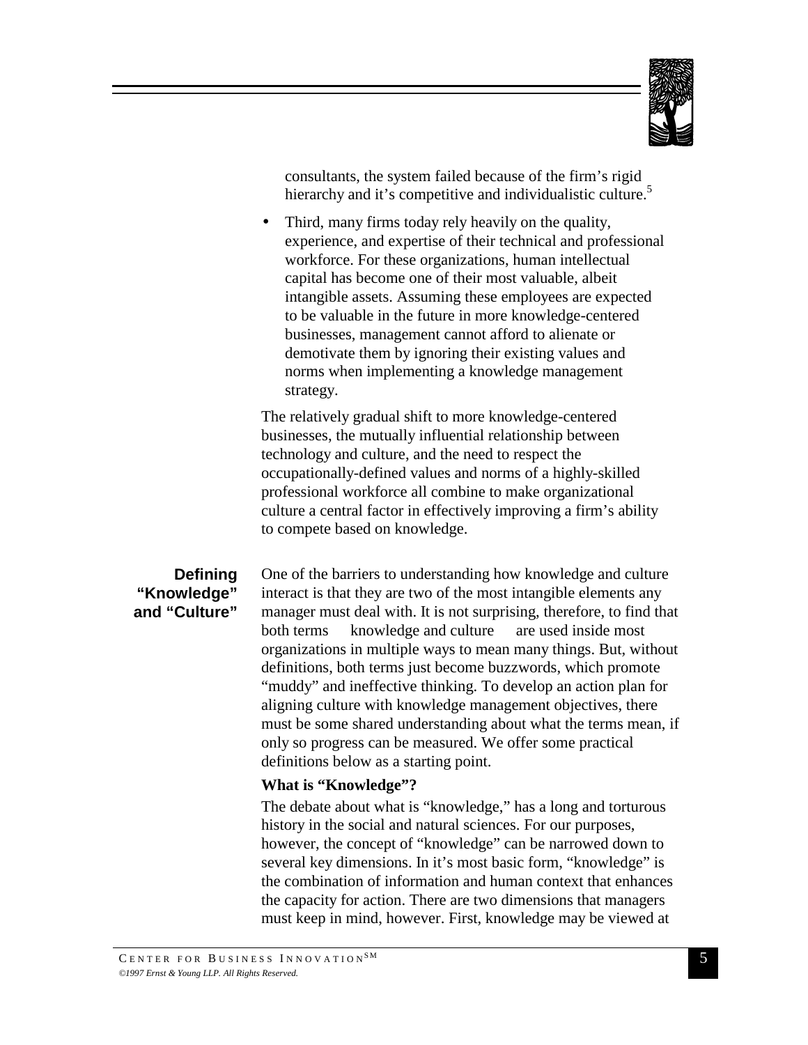consultants, the system failed because of the firm's rigid hierarchy and it's competitive and individualistic culture.[5]

- Third, many firms today rely heavily on the quality, experience, and expertise of their technical and professional workforce. For these organizations, human intellectual capital has become one of their most valuable, albeit intangible assets. Assuming these employees are expected to be valuable in the future in more knowledge-centered businesses, management cannot afford to alienate or demotivate them by ignoring their existing values and norms when implementing a knowledge management strategy.

The relatively gradual shift to more knowledge-centered businesses, the mutually influential relationship between technology and culture, and the need to respect the occupationally-defined values and norms of a highly-skilled professional workforce all combine to make organizational culture a central factor in effectively improving a firm's ability to compete based on knowledge.

## Defining "Knowledge" and "Culture"

One of the barriers to understanding how knowledge and culture interact is that they are two of the most intangible elements any manager must deal with. It is not surprising, therefore, to find that both terms knowledge and culture are used inside most organizations in multiple ways to mean many things. But, without definitions, both terms just become buzzwords, which promote "muddy" and ineffective thinking. To develop an action plan for aligning culture with knowledge management objectives, there must be some shared understanding about what the terms mean, if only so progress can be measured. We offer some practical definitions below as a starting point.

### What is "Knowledge"?

The debate about what is "knowledge," has a long and torturous history in the social and natural sciences. For our purposes, however, the concept of "knowledge" can be narrowed down to several key dimensions. In it's most basic form, "knowledge" is the combination of information and human context that enhances the capacity for action. There are two dimensions that managers must keep in mind, however. First, knowledge may be viewed at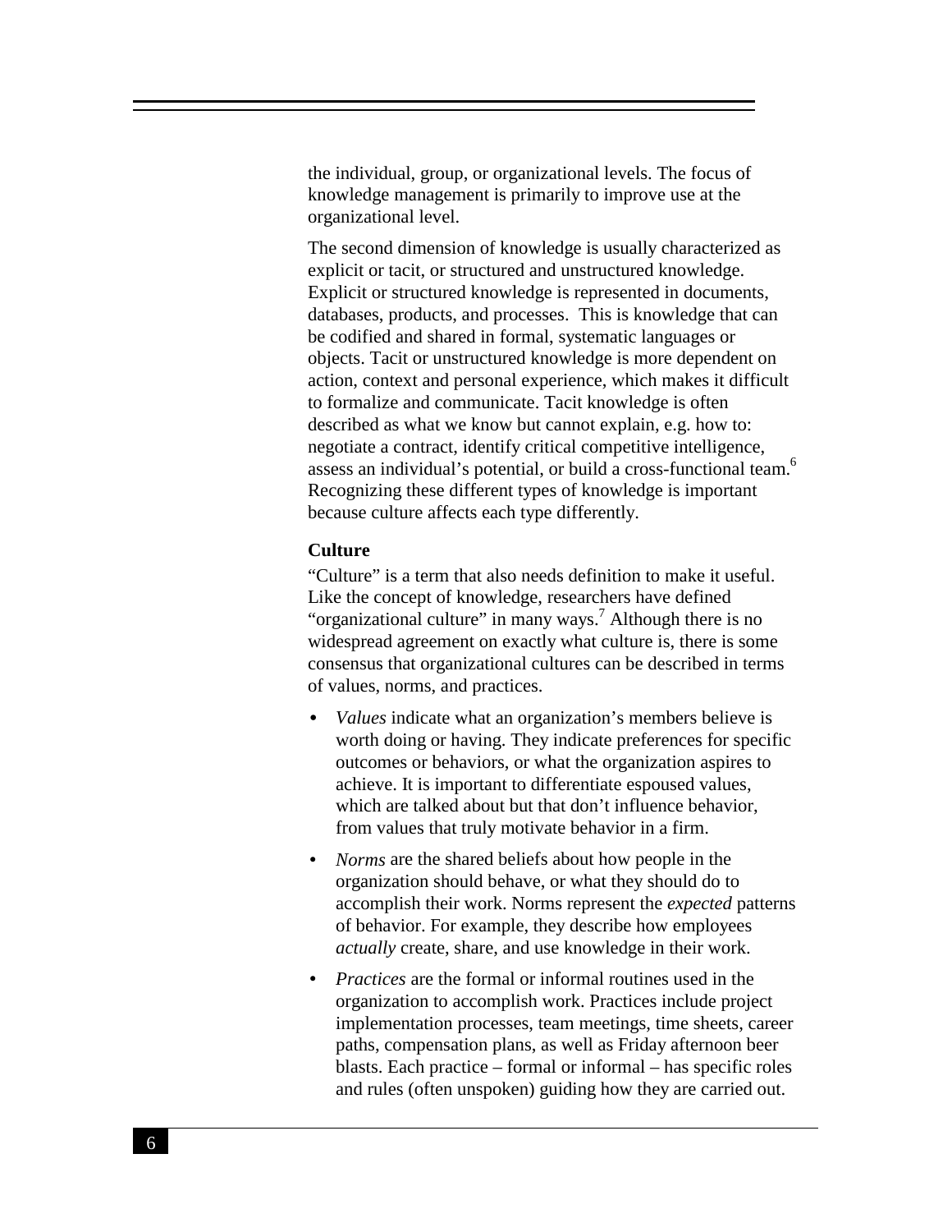the individual, group, or organizational levels. The focus of knowledge management is primarily to improve use at the organizational level.

The second dimension of knowledge is usually characterized as explicit or tacit, or structured and unstructured knowledge. Explicit or structured knowledge is represented in documents, databases, products, and processes. This is knowledge that can be codified and shared in formal, systematic languages or objects. Tacit or unstructured knowledge is more dependent on action, context and personal experience, which makes it difficult to formalize and communicate. Tacit knowledge is often described as what we know but cannot explain, e.g. how to: negotiate a contract, identify critical competitive intelligence, assess an individual's potential, or build a cross-functional team.[6] Recognizing these different types of knowledge is important because culture affects each type differently.

**Culture**

"Culture" is a term that also needs definition to make it useful. Like the concept of knowledge, researchers have defined "organizational culture" in many ways.[7] Although there is no widespread agreement on exactly what culture is, there is some consensus that organizational cultures can be described in terms of values, norms, and practices.

- *Values* indicate what an organization's members believe is worth doing or having. They indicate preferences for specific outcomes or behaviors, or what the organization aspires to achieve. It is important to differentiate espoused values, which are talked about but that don't influence behavior, from values that truly motivate behavior in a firm.
- *Norms* are the shared beliefs about how people in the organization should behave, or what they should do to accomplish their work. Norms represent the *expected* patterns of behavior. For example, they describe how employees *actually* create, share, and use knowledge in their work.
- *Practices* are the formal or informal routines used in the organization to accomplish work. Practices include project implementation processes, team meetings, time sheets, career paths, compensation plans, as well as Friday afternoon beer blasts. Each practice – formal or informal – has specific roles and rules (often unspoken) guiding how they are carried out.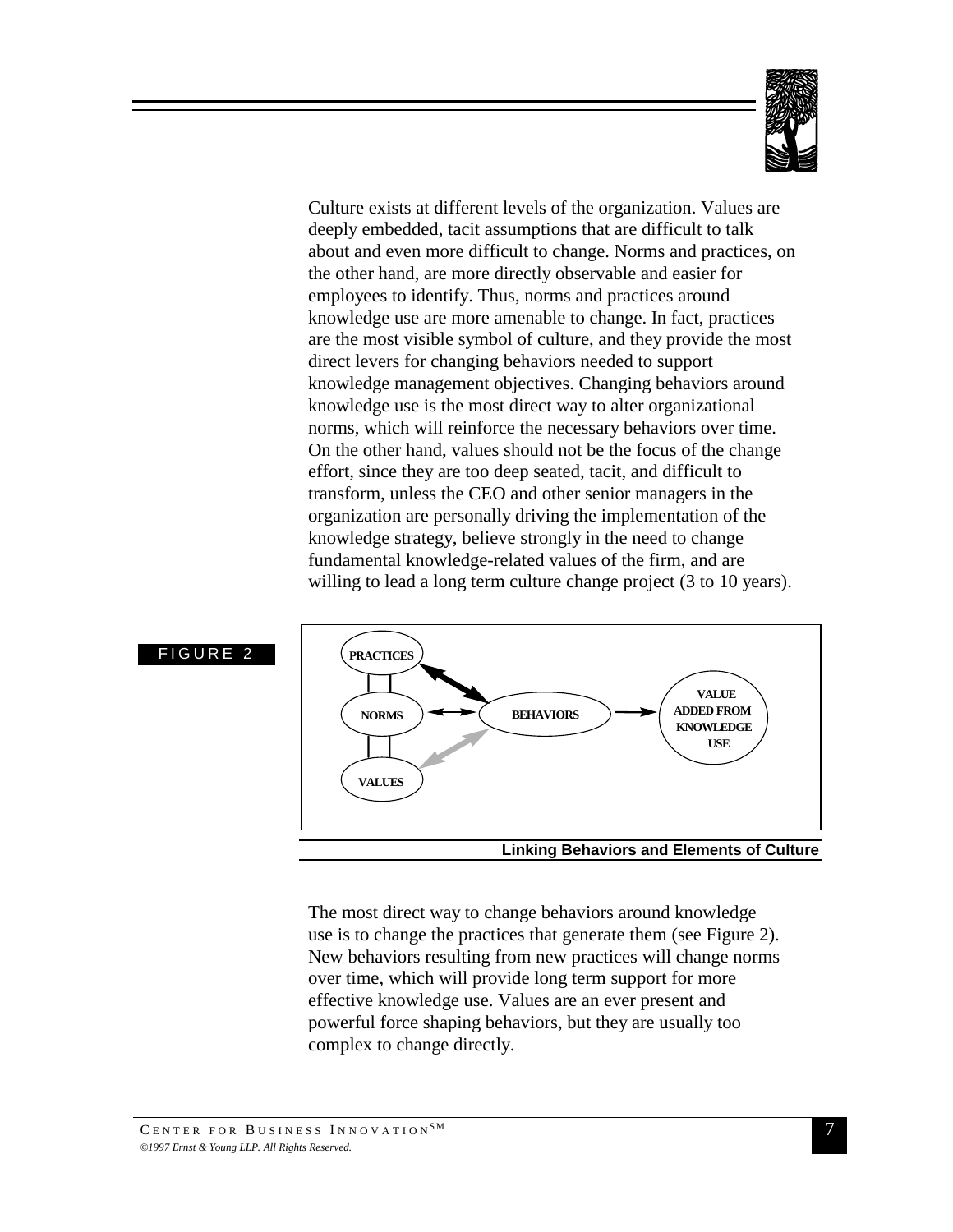Culture exists at different levels of the organization. Values are deeply embedded, tacit assumptions that are difficult to talk about and even more difficult to change. Norms and practices, on the other hand, are more directly observable and easier for employees to identify. Thus, norms and practices around knowledge use are more amenable to change. In fact, practices are the most visible symbol of culture, and they provide the most direct levers for changing behaviors needed to support knowledge management objectives. Changing behaviors around knowledge use is the most direct way to alter organizational norms, which will reinforce the necessary behaviors over time. On the other hand, values should not be the focus of the change effort, since they are too deep seated, tacit, and difficult to transform, unless the CEO and other senior managers in the organization are personally driving the implementation of the knowledge strategy, believe strongly in the need to change fundamental knowledge-related values of the firm, and are willing to lead a long term culture change project (3 to 10 years).

FIGURE 2

PRACTICES — NORMS — VALUES — BEHAVIORS — VALUE ADDED FROM KNOWLEDGE USE

**Linking Behaviors and Elements of Culture**

The most direct way to change behaviors around knowledge use is to change the practices that generate them (see Figure 2). New behaviors resulting from new practices will change norms over time, which will provide long term support for more effective knowledge use. Values are an ever present and powerful force shaping behaviors, but they are usually too complex to change directly.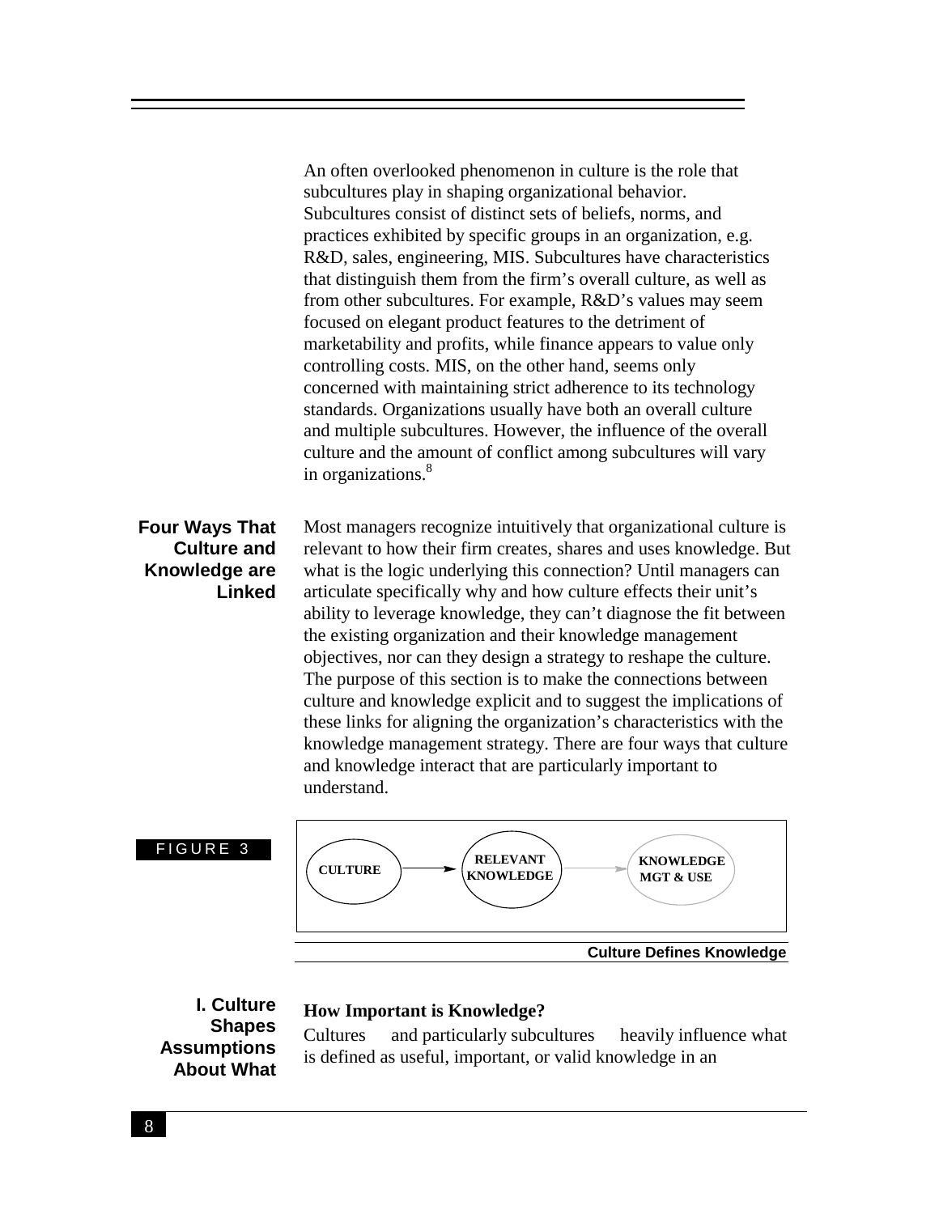An often overlooked phenomenon in culture is the role that subcultures play in shaping organizational behavior. Subcultures consist of distinct sets of beliefs, norms, and practices exhibited by specific groups in an organization, e.g. R&D, sales, engineering, MIS. Subcultures have characteristics that distinguish them from the firm's overall culture, as well as from other subcultures. For example, R&D's values may seem focused on elegant product features to the detriment of marketability and profits, while finance appears to value only controlling costs. MIS, on the other hand, seems only concerned with maintaining strict adherence to its technology standards. Organizations usually have both an overall culture and multiple subcultures. However, the influence of the overall culture and the amount of conflict among subcultures will vary in organizations.[8]

## Four Ways That Culture and Knowledge are Linked

Most managers recognize intuitively that organizational culture is relevant to how their firm creates, shares and uses knowledge. But what is the logic underlying this connection? Until managers can articulate specifically why and how culture effects their unit's ability to leverage knowledge, they can't diagnose the fit between the existing organization and their knowledge management objectives, nor can they design a strategy to reshape the culture. The purpose of this section is to make the connections between culture and knowledge explicit and to suggest the implications of these links for aligning the organization's characteristics with the knowledge management strategy. There are four ways that culture and knowledge interact that are particularly important to understand.

FIGURE 3

CULTURE → RELEVANT KNOWLEDGE → KNOWLEDGE MGT & USE

**Culture Defines Knowledge**

### I. Culture Shapes Assumptions About What

**How Important is Knowledge?**

Cultures and particularly subcultures heavily influence what is defined as useful, important, or valid knowledge in an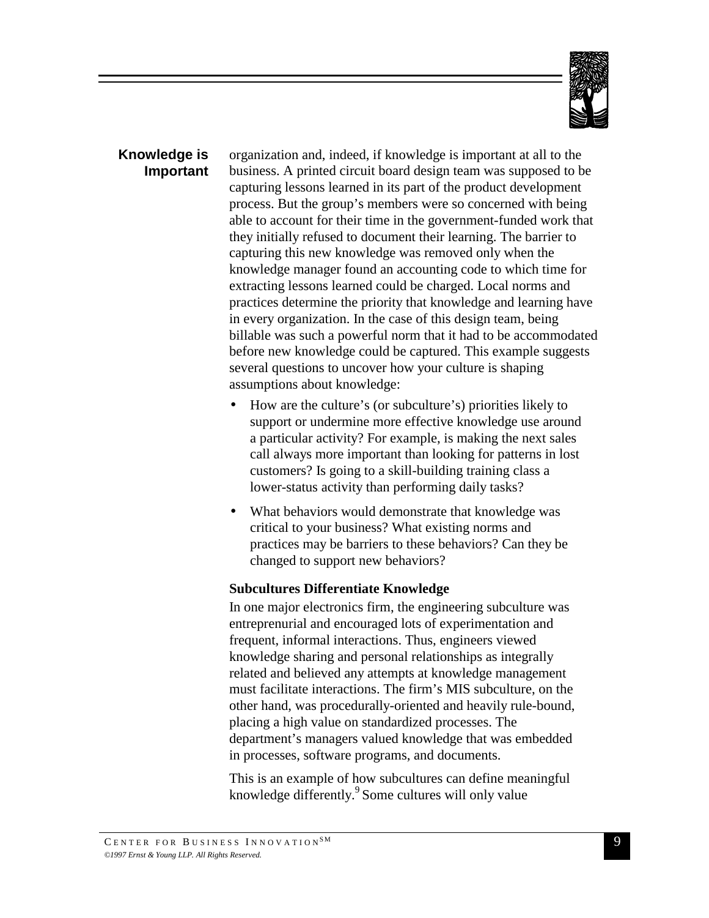**Knowledge is Important**

organization and, indeed, if knowledge is important at all to the business. A printed circuit board design team was supposed to be capturing lessons learned in its part of the product development process. But the group's members were so concerned with being able to account for their time in the government-funded work that they initially refused to document their learning. The barrier to capturing this new knowledge was removed only when the knowledge manager found an accounting code to which time for extracting lessons learned could be charged. Local norms and practices determine the priority that knowledge and learning have in every organization. In the case of this design team, being billable was such a powerful norm that it had to be accommodated before new knowledge could be captured. This example suggests several questions to uncover how your culture is shaping assumptions about knowledge:

- How are the culture's (or subculture's) priorities likely to support or undermine more effective knowledge use around a particular activity? For example, is making the next sales call always more important than looking for patterns in lost customers? Is going to a skill-building training class a lower-status activity than performing daily tasks?
- What behaviors would demonstrate that knowledge was critical to your business? What existing norms and practices may be barriers to these behaviors? Can they be changed to support new behaviors?

**Subcultures Differentiate Knowledge**

In one major electronics firm, the engineering subculture was entreprenurial and encouraged lots of experimentation and frequent, informal interactions. Thus, engineers viewed knowledge sharing and personal relationships as integrally related and believed any attempts at knowledge management must facilitate interactions. The firm's MIS subculture, on the other hand, was procedurally-oriented and heavily rule-bound, placing a high value on standardized processes. The department's managers valued knowledge that was embedded in processes, software programs, and documents.

This is an example of how subcultures can define meaningful knowledge differently.[9] Some cultures will only value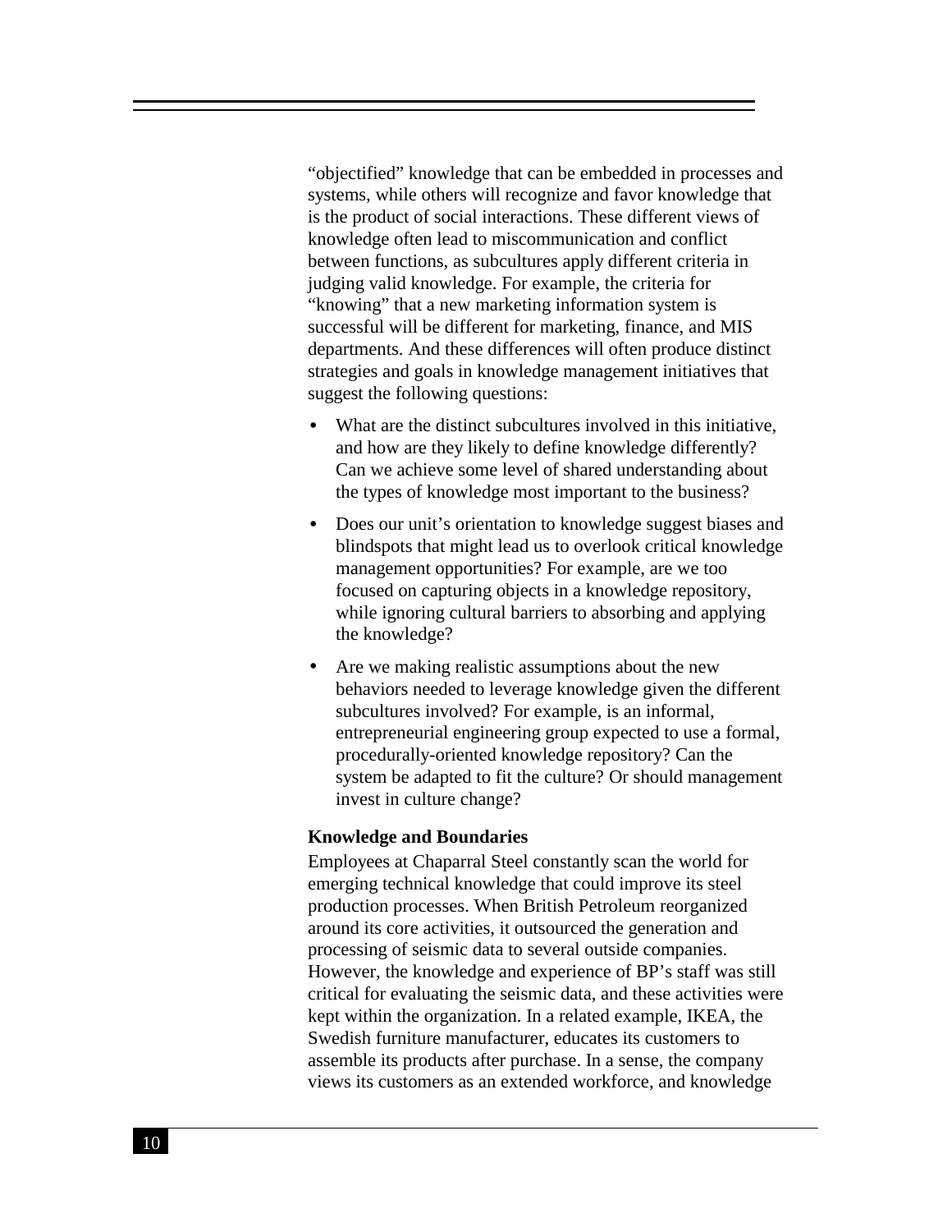"objectified" knowledge that can be embedded in processes and systems, while others will recognize and favor knowledge that is the product of social interactions. These different views of knowledge often lead to miscommunication and conflict between functions, as subcultures apply different criteria in judging valid knowledge. For example, the criteria for "knowing" that a new marketing information system is successful will be different for marketing, finance, and MIS departments. And these differences will often produce distinct strategies and goals in knowledge management initiatives that suggest the following questions:

- What are the distinct subcultures involved in this initiative, and how are they likely to define knowledge differently? Can we achieve some level of shared understanding about the types of knowledge most important to the business?
- Does our unit's orientation to knowledge suggest biases and blindspots that might lead us to overlook critical knowledge management opportunities? For example, are we too focused on capturing objects in a knowledge repository, while ignoring cultural barriers to absorbing and applying the knowledge?
- Are we making realistic assumptions about the new behaviors needed to leverage knowledge given the different subcultures involved? For example, is an informal, entrepreneurial engineering group expected to use a formal, procedurally-oriented knowledge repository? Can the system be adapted to fit the culture? Or should management invest in culture change?

**Knowledge and Boundaries**

Employees at Chaparral Steel constantly scan the world for emerging technical knowledge that could improve its steel production processes. When British Petroleum reorganized around its core activities, it outsourced the generation and processing of seismic data to several outside companies. However, the knowledge and experience of BP's staff was still critical for evaluating the seismic data, and these activities were kept within the organization. In a related example, IKEA, the Swedish furniture manufacturer, educates its customers to assemble its products after purchase. In a sense, the company views its customers as an extended workforce, and knowledge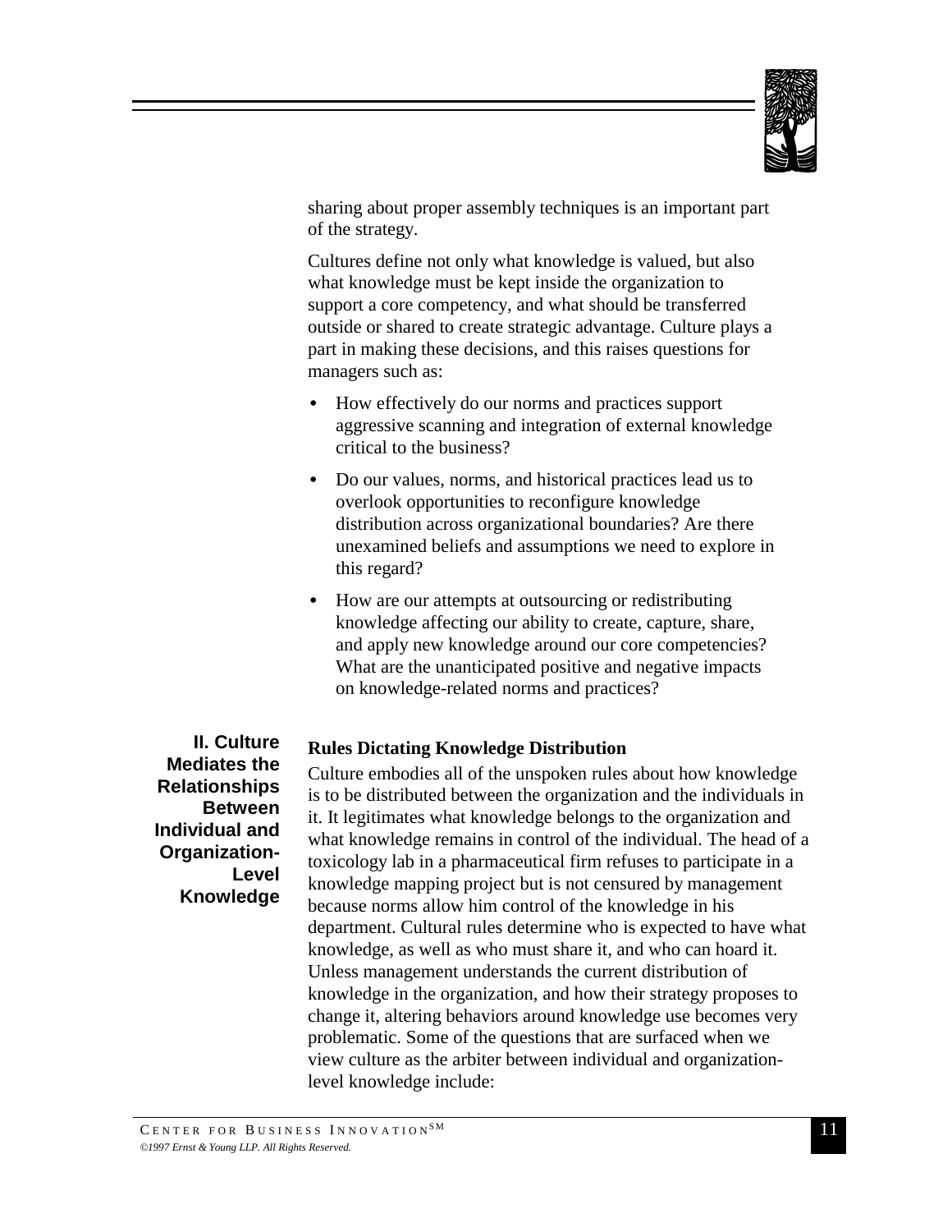sharing about proper assembly techniques is an important part of the strategy.

Cultures define not only what knowledge is valued, but also what knowledge must be kept inside the organization to support a core competency, and what should be transferred outside or shared to create strategic advantage. Culture plays a part in making these decisions, and this raises questions for managers such as:

- How effectively do our norms and practices support aggressive scanning and integration of external knowledge critical to the business?
- Do our values, norms, and historical practices lead us to overlook opportunities to reconfigure knowledge distribution across organizational boundaries? Are there unexamined beliefs and assumptions we need to explore in this regard?
- How are our attempts at outsourcing or redistributing knowledge affecting our ability to create, capture, share, and apply new knowledge around our core competencies? What are the unanticipated positive and negative impacts on knowledge-related norms and practices?

## II. Culture Mediates the Relationships Between Individual and Organization-Level Knowledge

**Rules Dictating Knowledge Distribution**

Culture embodies all of the unspoken rules about how knowledge is to be distributed between the organization and the individuals in it. It legitimates what knowledge belongs to the organization and what knowledge remains in control of the individual. The head of a toxicology lab in a pharmaceutical firm refuses to participate in a knowledge mapping project but is not censured by management because norms allow him control of the knowledge in his department. Cultural rules determine who is expected to have what knowledge, as well as who must share it, and who can hoard it. Unless management understands the current distribution of knowledge in the organization, and how their strategy proposes to change it, altering behaviors around knowledge use becomes very problematic. Some of the questions that are surfaced when we view culture as the arbiter between individual and organization-level knowledge include: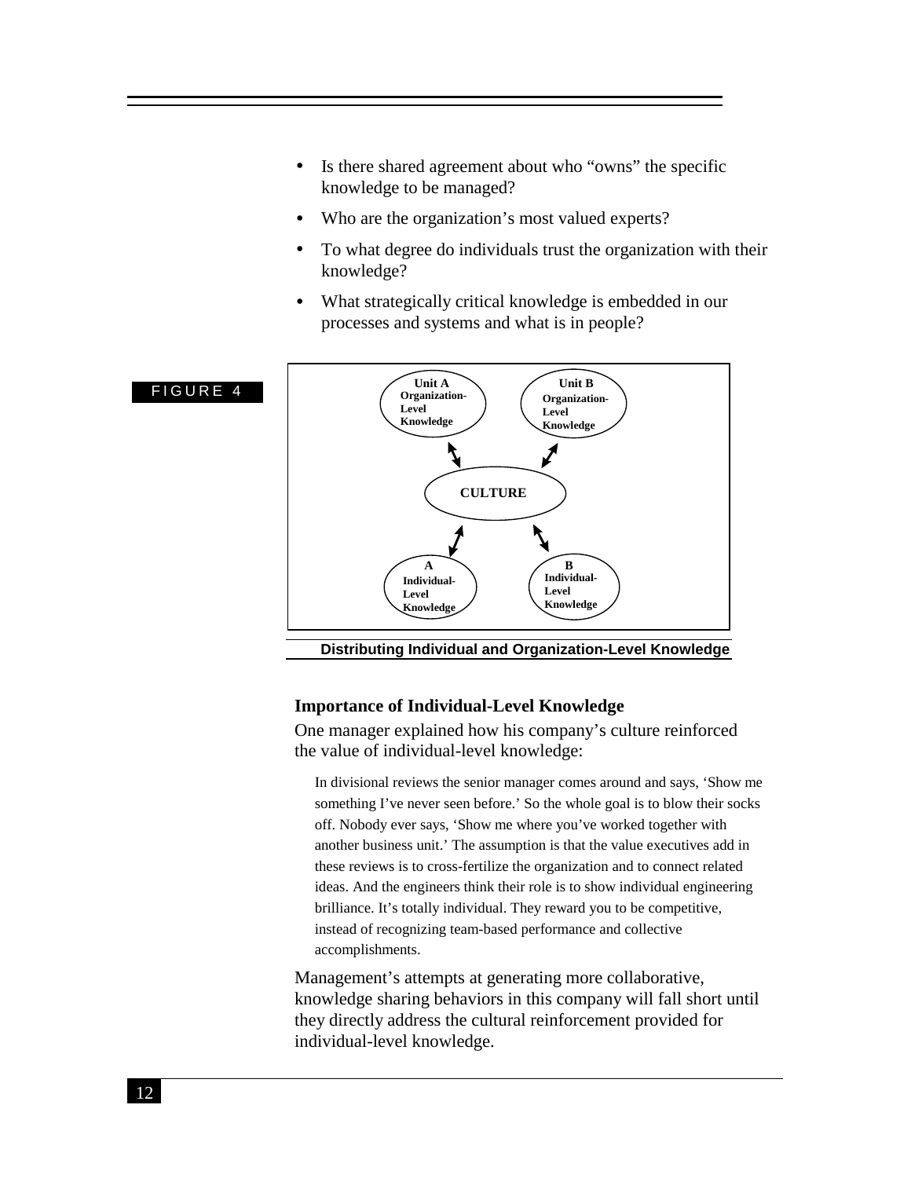- Is there shared agreement about who "owns" the specific knowledge to be managed?
- Who are the organization's most valued experts?
- To what degree do individuals trust the organization with their knowledge?
- What strategically critical knowledge is embedded in our processes and systems and what is in people?

FIGURE 4

Unit A Organization-Level Knowledge

Unit B Organization-Level Knowledge

CULTURE

A Individual-Level Knowledge

B Individual-Level Knowledge

**Distributing Individual and Organization-Level Knowledge**

### Importance of Individual-Level Knowledge

One manager explained how his company's culture reinforced the value of individual-level knowledge:

> In divisional reviews the senior manager comes around and says, 'Show me something I've never seen before.' So the whole goal is to blow their socks off. Nobody ever says, 'Show me where you've worked together with another business unit.' The assumption is that the value executives add in these reviews is to cross-fertilize the organization and to connect related ideas. And the engineers think their role is to show individual engineering brilliance. It's totally individual. They reward you to be competitive, instead of recognizing team-based performance and collective accomplishments.

Management's attempts at generating more collaborative, knowledge sharing behaviors in this company will fall short until they directly address the cultural reinforcement provided for individual-level knowledge.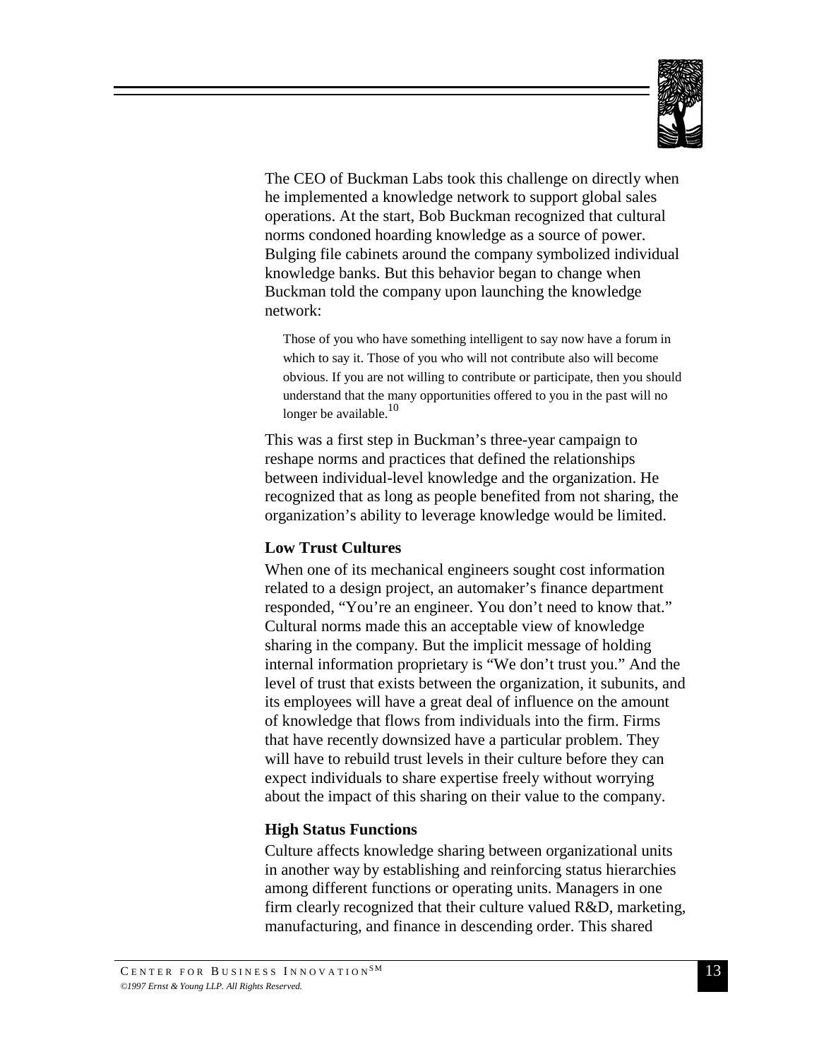The CEO of Buckman Labs took this challenge on directly when he implemented a knowledge network to support global sales operations. At the start, Bob Buckman recognized that cultural norms condoned hoarding knowledge as a source of power. Bulging file cabinets around the company symbolized individual knowledge banks. But this behavior began to change when Buckman told the company upon launching the knowledge network:

> Those of you who have something intelligent to say now have a forum in which to say it. Those of you who will not contribute also will become obvious. If you are not willing to contribute or participate, then you should understand that the many opportunities offered to you in the past will no longer be available.[10]

This was a first step in Buckman's three-year campaign to reshape norms and practices that defined the relationships between individual-level knowledge and the organization. He recognized that as long as people benefited from not sharing, the organization's ability to leverage knowledge would be limited.

### Low Trust Cultures

When one of its mechanical engineers sought cost information related to a design project, an automaker's finance department responded, "You're an engineer. You don't need to know that." Cultural norms made this an acceptable view of knowledge sharing in the company. But the implicit message of holding internal information proprietary is "We don't trust you." And the level of trust that exists between the organization, it subunits, and its employees will have a great deal of influence on the amount of knowledge that flows from individuals into the firm. Firms that have recently downsized have a particular problem. They will have to rebuild trust levels in their culture before they can expect individuals to share expertise freely without worrying about the impact of this sharing on their value to the company.

### High Status Functions

Culture affects knowledge sharing between organizational units in another way by establishing and reinforcing status hierarchies among different functions or operating units. Managers in one firm clearly recognized that their culture valued R&D, marketing, manufacturing, and finance in descending order. This shared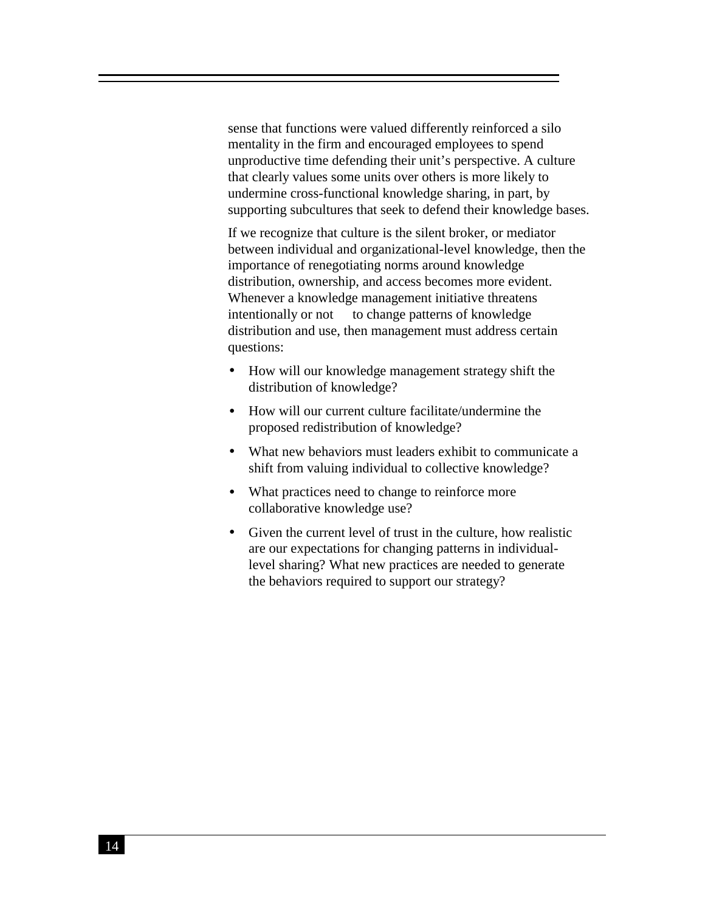sense that functions were valued differently reinforced a silo mentality in the firm and encouraged employees to spend unproductive time defending their unit's perspective. A culture that clearly values some units over others is more likely to undermine cross-functional knowledge sharing, in part, by supporting subcultures that seek to defend their knowledge bases.

If we recognize that culture is the silent broker, or mediator between individual and organizational-level knowledge, then the importance of renegotiating norms around knowledge distribution, ownership, and access becomes more evident. Whenever a knowledge management initiative threatens intentionally or not to change patterns of knowledge distribution and use, then management must address certain questions:

- How will our knowledge management strategy shift the distribution of knowledge?
- How will our current culture facilitate/undermine the proposed redistribution of knowledge?
- What new behaviors must leaders exhibit to communicate a shift from valuing individual to collective knowledge?
- What practices need to change to reinforce more collaborative knowledge use?
- Given the current level of trust in the culture, how realistic are our expectations for changing patterns in individual-level sharing? What new practices are needed to generate the behaviors required to support our strategy?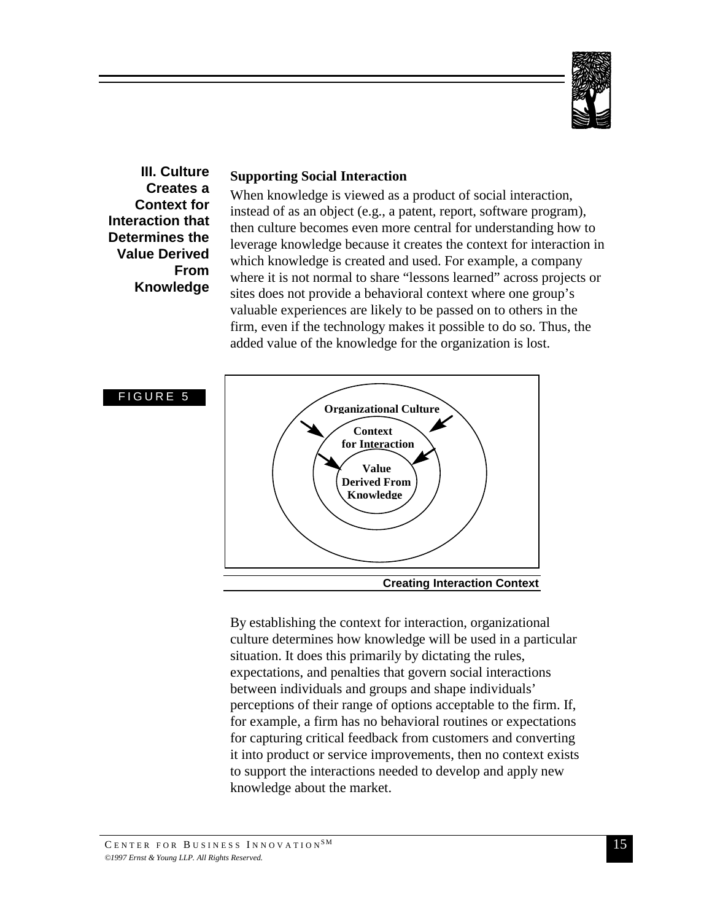## III. Culture Creates a Context for Interaction that Determines the Value Derived From Knowledge

### Supporting Social Interaction

When knowledge is viewed as a product of social interaction, instead of as an object (e.g., a patent, report, software program), then culture becomes even more central for understanding how to leverage knowledge because it creates the context for interaction in which knowledge is created and used. For example, a company where it is not normal to share "lessons learned" across projects or sites does not provide a behavioral context where one group's valuable experiences are likely to be passed on to others in the firm, even if the technology makes it possible to do so. Thus, the added value of the knowledge for the organization is lost.

FIGURE 5

Organizational Culture

Context for Interaction

Value Derived From Knowledge

**Creating Interaction Context**

By establishing the context for interaction, organizational culture determines how knowledge will be used in a particular situation. It does this primarily by dictating the rules, expectations, and penalties that govern social interactions between individuals and groups and shape individuals' perceptions of their range of options acceptable to the firm. If, for example, a firm has no behavioral routines or expectations for capturing critical feedback from customers and converting it into product or service improvements, then no context exists to support the interactions needed to develop and apply new knowledge about the market.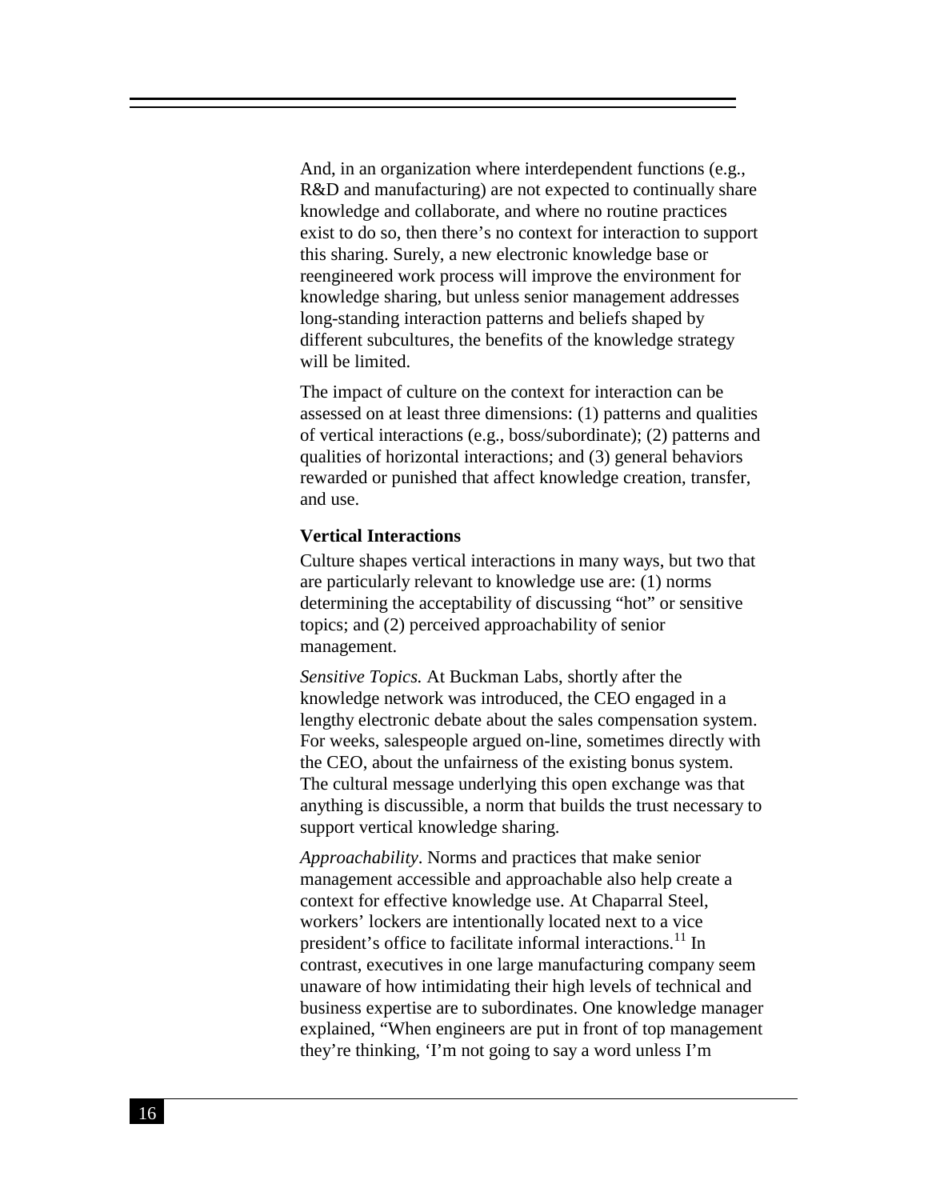And, in an organization where interdependent functions (e.g., R&D and manufacturing) are not expected to continually share knowledge and collaborate, and where no routine practices exist to do so, then there's no context for interaction to support this sharing. Surely, a new electronic knowledge base or reengineered work process will improve the environment for knowledge sharing, but unless senior management addresses long-standing interaction patterns and beliefs shaped by different subcultures, the benefits of the knowledge strategy will be limited.

The impact of culture on the context for interaction can be assessed on at least three dimensions: (1) patterns and qualities of vertical interactions (e.g., boss/subordinate); (2) patterns and qualities of horizontal interactions; and (3) general behaviors rewarded or punished that affect knowledge creation, transfer, and use.

**Vertical Interactions**

Culture shapes vertical interactions in many ways, but two that are particularly relevant to knowledge use are: (1) norms determining the acceptability of discussing "hot" or sensitive topics; and (2) perceived approachability of senior management.

*Sensitive Topics.* At Buckman Labs, shortly after the knowledge network was introduced, the CEO engaged in a lengthy electronic debate about the sales compensation system. For weeks, salespeople argued on-line, sometimes directly with the CEO, about the unfairness of the existing bonus system. The cultural message underlying this open exchange was that anything is discussible, a norm that builds the trust necessary to support vertical knowledge sharing.

*Approachability*. Norms and practices that make senior management accessible and approachable also help create a context for effective knowledge use. At Chaparral Steel, workers' lockers are intentionally located next to a vice president's office to facilitate informal interactions.[11] In contrast, executives in one large manufacturing company seem unaware of how intimidating their high levels of technical and business expertise are to subordinates. One knowledge manager explained, "When engineers are put in front of top management they're thinking, 'I'm not going to say a word unless I'm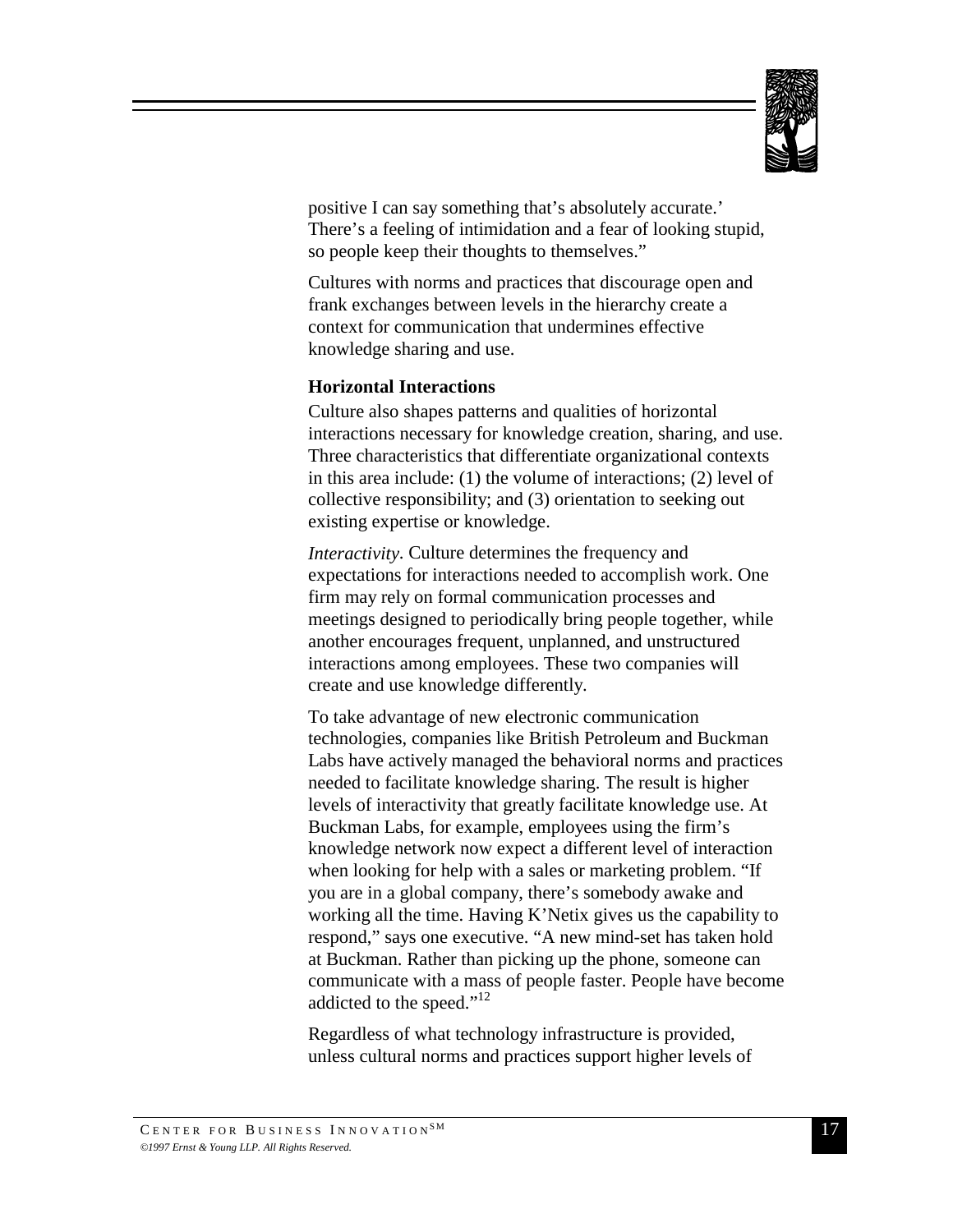positive I can say something that's absolutely accurate.' There's a feeling of intimidation and a fear of looking stupid, so people keep their thoughts to themselves."

Cultures with norms and practices that discourage open and frank exchanges between levels in the hierarchy create a context for communication that undermines effective knowledge sharing and use.

**Horizontal Interactions**

Culture also shapes patterns and qualities of horizontal interactions necessary for knowledge creation, sharing, and use. Three characteristics that differentiate organizational contexts in this area include: (1) the volume of interactions; (2) level of collective responsibility; and (3) orientation to seeking out existing expertise or knowledge.

*Interactivity*. Culture determines the frequency and expectations for interactions needed to accomplish work. One firm may rely on formal communication processes and meetings designed to periodically bring people together, while another encourages frequent, unplanned, and unstructured interactions among employees. These two companies will create and use knowledge differently.

To take advantage of new electronic communication technologies, companies like British Petroleum and Buckman Labs have actively managed the behavioral norms and practices needed to facilitate knowledge sharing. The result is higher levels of interactivity that greatly facilitate knowledge use. At Buckman Labs, for example, employees using the firm's knowledge network now expect a different level of interaction when looking for help with a sales or marketing problem. "If you are in a global company, there's somebody awake and working all the time. Having K'Netix gives us the capability to respond," says one executive. "A new mind-set has taken hold at Buckman. Rather than picking up the phone, someone can communicate with a mass of people faster. People have become addicted to the speed."[12]

Regardless of what technology infrastructure is provided, unless cultural norms and practices support higher levels of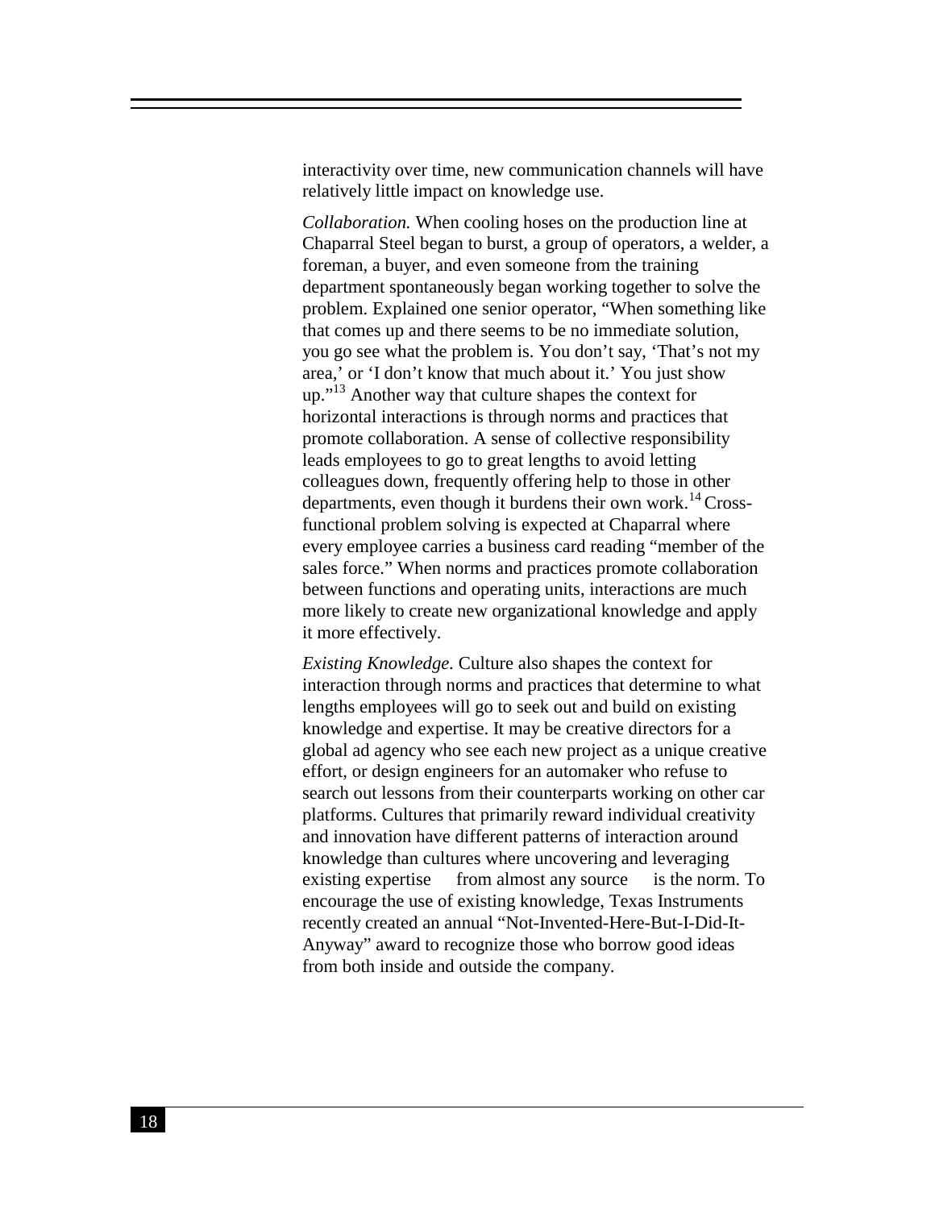interactivity over time, new communication channels will have relatively little impact on knowledge use.

*Collaboration.* When cooling hoses on the production line at Chaparral Steel began to burst, a group of operators, a welder, a foreman, a buyer, and even someone from the training department spontaneously began working together to solve the problem. Explained one senior operator, "When something like that comes up and there seems to be no immediate solution, you go see what the problem is. You don't say, 'That's not my area,' or 'I don't know that much about it.' You just show up."[13] Another way that culture shapes the context for horizontal interactions is through norms and practices that promote collaboration. A sense of collective responsibility leads employees to go to great lengths to avoid letting colleagues down, frequently offering help to those in other departments, even though it burdens their own work.[14] Cross-functional problem solving is expected at Chaparral where every employee carries a business card reading "member of the sales force." When norms and practices promote collaboration between functions and operating units, interactions are much more likely to create new organizational knowledge and apply it more effectively.

*Existing Knowledge.* Culture also shapes the context for interaction through norms and practices that determine to what lengths employees will go to seek out and build on existing knowledge and expertise. It may be creative directors for a global ad agency who see each new project as a unique creative effort, or design engineers for an automaker who refuse to search out lessons from their counterparts working on other car platforms. Cultures that primarily reward individual creativity and innovation have different patterns of interaction around knowledge than cultures where uncovering and leveraging existing expertise from almost any source is the norm. To encourage the use of existing knowledge, Texas Instruments recently created an annual "Not-Invented-Here-But-I-Did-It-Anyway" award to recognize those who borrow good ideas from both inside and outside the company.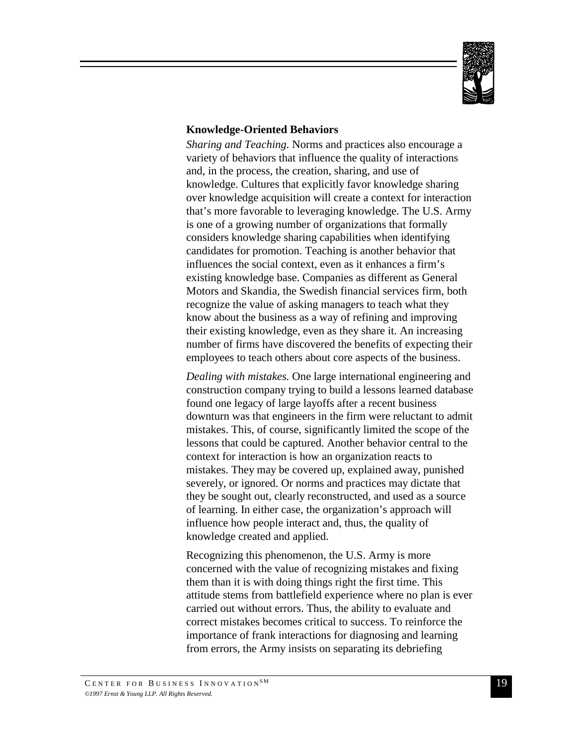### Knowledge-Oriented Behaviors

*Sharing and Teaching.* Norms and practices also encourage a variety of behaviors that influence the quality of interactions and, in the process, the creation, sharing, and use of knowledge. Cultures that explicitly favor knowledge sharing over knowledge acquisition will create a context for interaction that's more favorable to leveraging knowledge. The U.S. Army is one of a growing number of organizations that formally considers knowledge sharing capabilities when identifying candidates for promotion. Teaching is another behavior that influences the social context, even as it enhances a firm's existing knowledge base. Companies as different as General Motors and Skandia, the Swedish financial services firm, both recognize the value of asking managers to teach what they know about the business as a way of refining and improving their existing knowledge, even as they share it. An increasing number of firms have discovered the benefits of expecting their employees to teach others about core aspects of the business.

*Dealing with mistakes.* One large international engineering and construction company trying to build a lessons learned database found one legacy of large layoffs after a recent business downturn was that engineers in the firm were reluctant to admit mistakes. This, of course, significantly limited the scope of the lessons that could be captured. Another behavior central to the context for interaction is how an organization reacts to mistakes. They may be covered up, explained away, punished severely, or ignored. Or norms and practices may dictate that they be sought out, clearly reconstructed, and used as a source of learning. In either case, the organization's approach will influence how people interact and, thus, the quality of knowledge created and applied.

Recognizing this phenomenon, the U.S. Army is more concerned with the value of recognizing mistakes and fixing them than it is with doing things right the first time. This attitude stems from battlefield experience where no plan is ever carried out without errors. Thus, the ability to evaluate and correct mistakes becomes critical to success. To reinforce the importance of frank interactions for diagnosing and learning from errors, the Army insists on separating its debriefing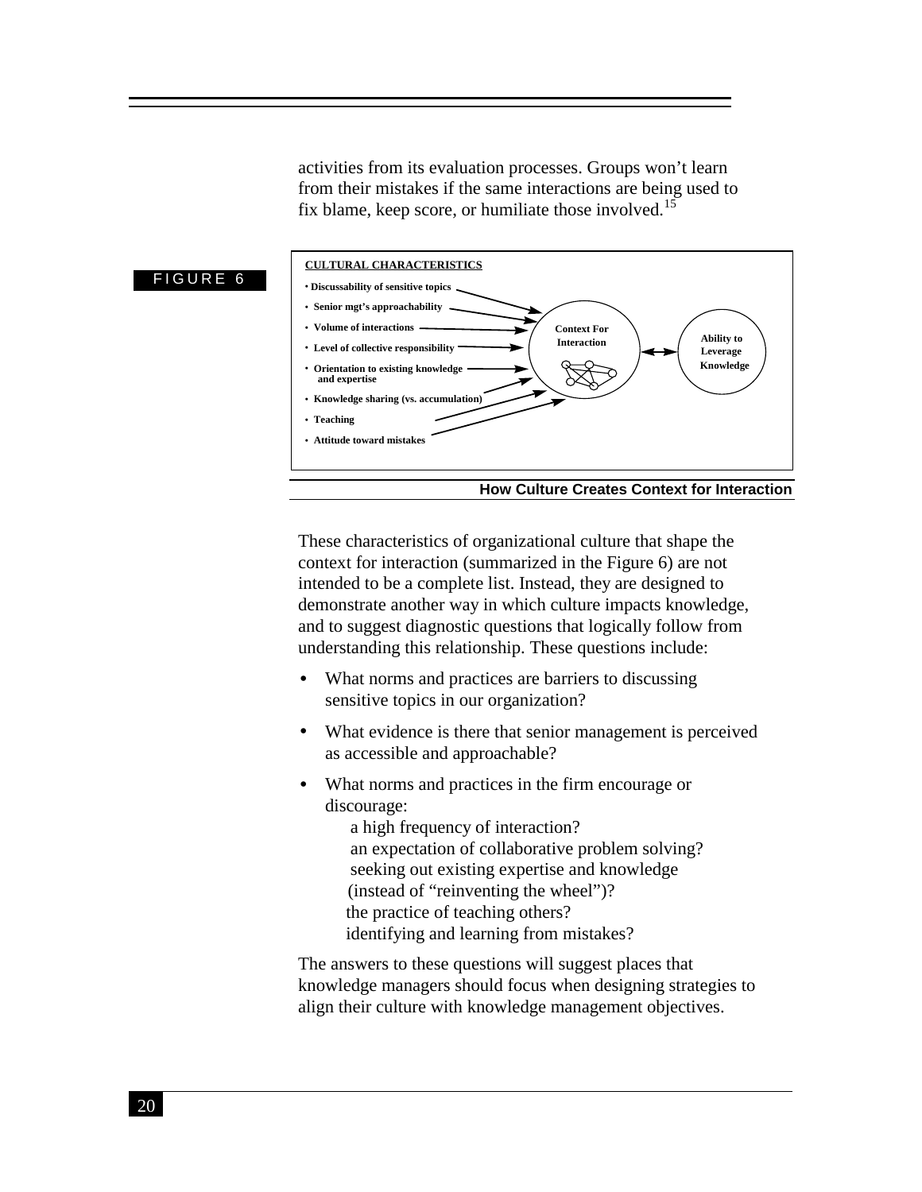activities from its evaluation processes. Groups won't learn from their mistakes if the same interactions are being used to fix blame, keep score, or humiliate those involved.[15]

FIGURE 6

**CULTURAL CHARACTERISTICS**

- Discussability of sensitive topics
- Senior mgt's approachability
- Volume of interactions
- Level of collective responsibility
- Orientation to existing knowledge and expertise
- Knowledge sharing (vs. accumulation)
- Teaching
- Attitude toward mistakes

Context For Interaction ↔ Ability to Leverage Knowledge

**How Culture Creates Context for Interaction**

These characteristics of organizational culture that shape the context for interaction (summarized in the Figure 6) are not intended to be a complete list. Instead, they are designed to demonstrate another way in which culture impacts knowledge, and to suggest diagnostic questions that logically follow from understanding this relationship. These questions include:

- What norms and practices are barriers to discussing sensitive topics in our organization?
- What evidence is there that senior management is perceived as accessible and approachable?
- What norms and practices in the firm encourage or discourage:
  - a high frequency of interaction?
  - an expectation of collaborative problem solving?
  - seeking out existing expertise and knowledge (instead of "reinventing the wheel")?
  - the practice of teaching others?
  - identifying and learning from mistakes?

The answers to these questions will suggest places that knowledge managers should focus when designing strategies to align their culture with knowledge management objectives.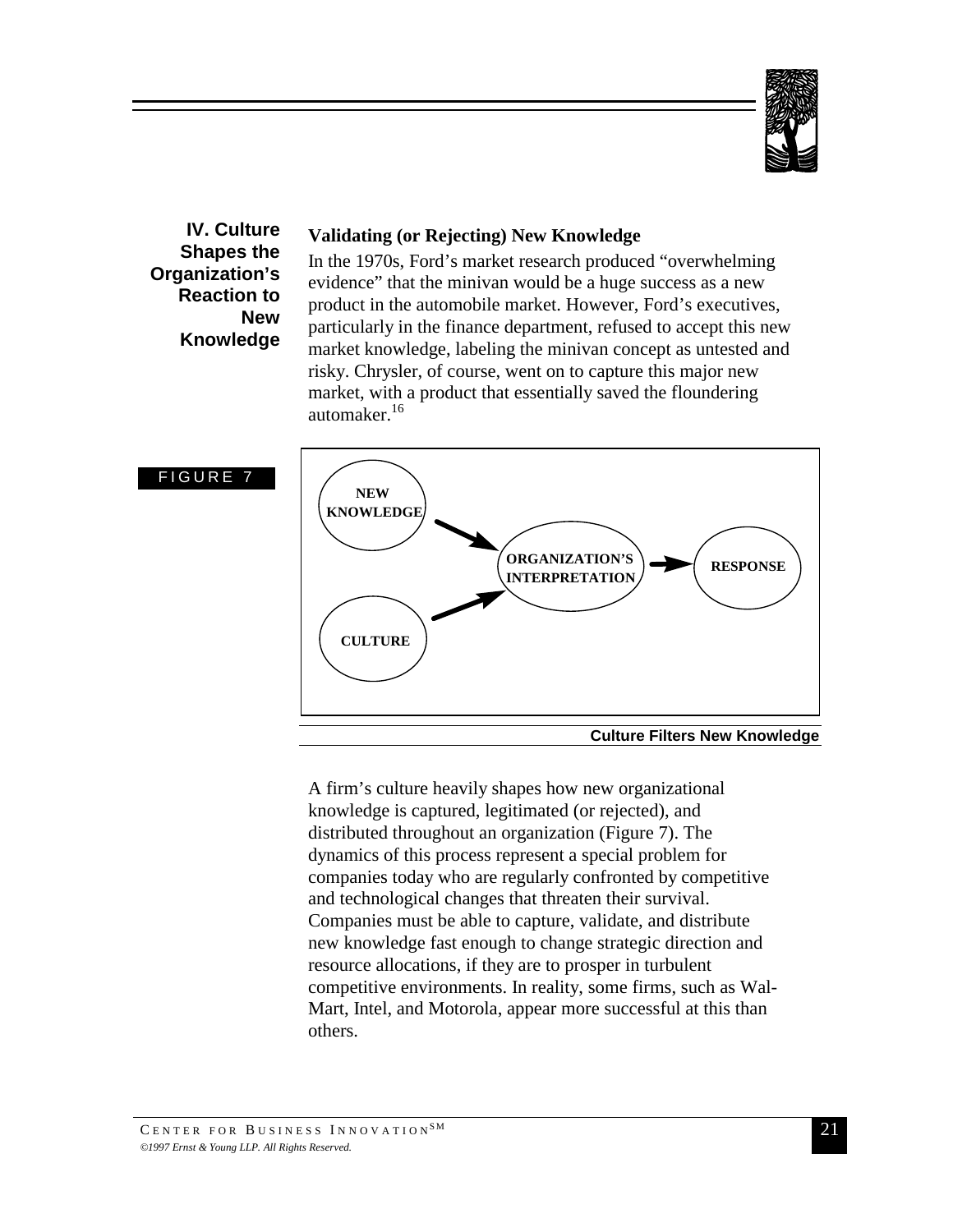## IV. Culture Shapes the Organization's Reaction to New Knowledge

### Validating (or Rejecting) New Knowledge

In the 1970s, Ford's market research produced "overwhelming evidence" that the minivan would be a huge success as a new product in the automobile market. However, Ford's executives, particularly in the finance department, refused to accept this new market knowledge, labeling the minivan concept as untested and risky. Chrysler, of course, went on to capture this major new market, with a product that essentially saved the floundering automaker.[16]

FIGURE 7

NEW KNOWLEDGE → ORGANIZATION'S INTERPRETATION → RESPONSE

CULTURE → ORGANIZATION'S INTERPRETATION

**Culture Filters New Knowledge**

A firm's culture heavily shapes how new organizational knowledge is captured, legitimated (or rejected), and distributed throughout an organization (Figure 7). The dynamics of this process represent a special problem for companies today who are regularly confronted by competitive and technological changes that threaten their survival. Companies must be able to capture, validate, and distribute new knowledge fast enough to change strategic direction and resource allocations, if they are to prosper in turbulent competitive environments. In reality, some firms, such as Wal-Mart, Intel, and Motorola, appear more successful at this than others.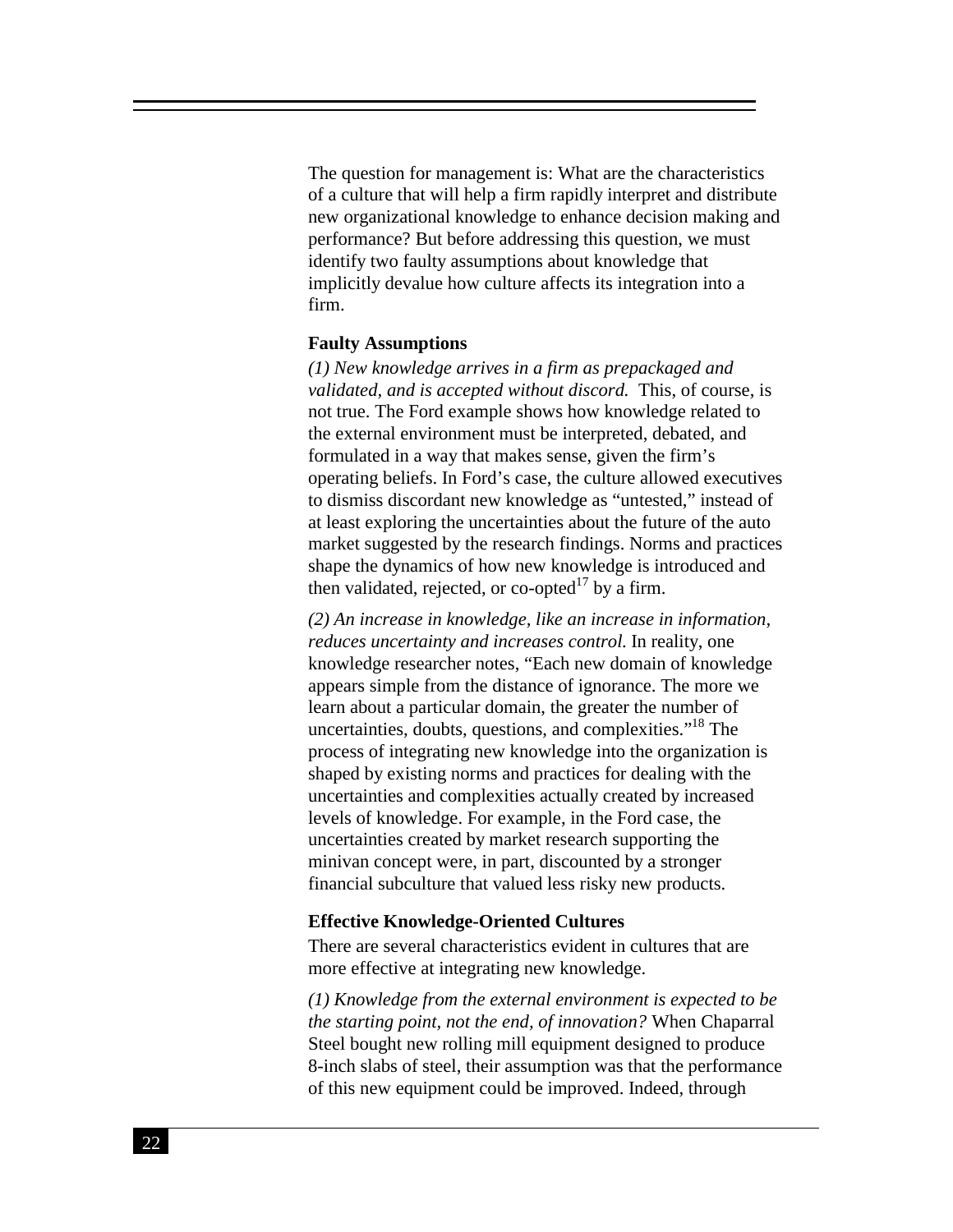The question for management is: What are the characteristics of a culture that will help a firm rapidly interpret and distribute new organizational knowledge to enhance decision making and performance? But before addressing this question, we must identify two faulty assumptions about knowledge that implicitly devalue how culture affects its integration into a firm.

**Faulty Assumptions**

*(1) New knowledge arrives in a firm as prepackaged and validated, and is accepted without discord.* This, of course, is not true. The Ford example shows how knowledge related to the external environment must be interpreted, debated, and formulated in a way that makes sense, given the firm's operating beliefs. In Ford's case, the culture allowed executives to dismiss discordant new knowledge as "untested," instead of at least exploring the uncertainties about the future of the auto market suggested by the research findings. Norms and practices shape the dynamics of how new knowledge is introduced and then validated, rejected, or co-opted[17] by a firm.

*(2) An increase in knowledge, like an increase in information, reduces uncertainty and increases control.* In reality, one knowledge researcher notes, "Each new domain of knowledge appears simple from the distance of ignorance. The more we learn about a particular domain, the greater the number of uncertainties, doubts, questions, and complexities."[18] The process of integrating new knowledge into the organization is shaped by existing norms and practices for dealing with the uncertainties and complexities actually created by increased levels of knowledge. For example, in the Ford case, the uncertainties created by market research supporting the minivan concept were, in part, discounted by a stronger financial subculture that valued less risky new products.

**Effective Knowledge-Oriented Cultures**

There are several characteristics evident in cultures that are more effective at integrating new knowledge.

*(1) Knowledge from the external environment is expected to be the starting point, not the end, of innovation?* When Chaparral Steel bought new rolling mill equipment designed to produce 8-inch slabs of steel, their assumption was that the performance of this new equipment could be improved. Indeed, through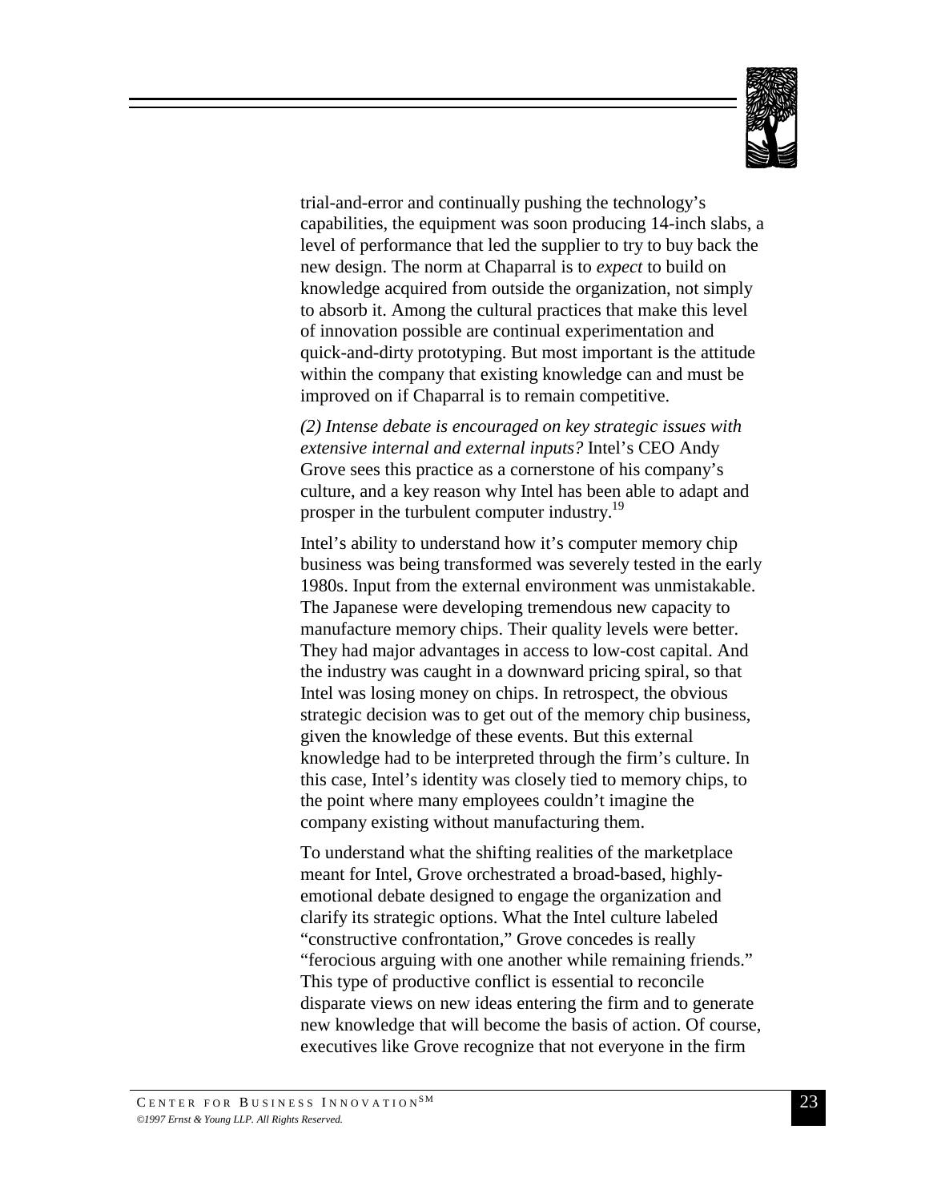trial-and-error and continually pushing the technology's capabilities, the equipment was soon producing 14-inch slabs, a level of performance that led the supplier to try to buy back the new design. The norm at Chaparral is to *expect* to build on knowledge acquired from outside the organization, not simply to absorb it. Among the cultural practices that make this level of innovation possible are continual experimentation and quick-and-dirty prototyping. But most important is the attitude within the company that existing knowledge can and must be improved on if Chaparral is to remain competitive.

*(2) Intense debate is encouraged on key strategic issues with extensive internal and external inputs?* Intel's CEO Andy Grove sees this practice as a cornerstone of his company's culture, and a key reason why Intel has been able to adapt and prosper in the turbulent computer industry.[19]

Intel's ability to understand how it's computer memory chip business was being transformed was severely tested in the early 1980s. Input from the external environment was unmistakable. The Japanese were developing tremendous new capacity to manufacture memory chips. Their quality levels were better. They had major advantages in access to low-cost capital. And the industry was caught in a downward pricing spiral, so that Intel was losing money on chips. In retrospect, the obvious strategic decision was to get out of the memory chip business, given the knowledge of these events. But this external knowledge had to be interpreted through the firm's culture. In this case, Intel's identity was closely tied to memory chips, to the point where many employees couldn't imagine the company existing without manufacturing them.

To understand what the shifting realities of the marketplace meant for Intel, Grove orchestrated a broad-based, highly-emotional debate designed to engage the organization and clarify its strategic options. What the Intel culture labeled "constructive confrontation," Grove concedes is really "ferocious arguing with one another while remaining friends." This type of productive conflict is essential to reconcile disparate views on new ideas entering the firm and to generate new knowledge that will become the basis of action. Of course, executives like Grove recognize that not everyone in the firm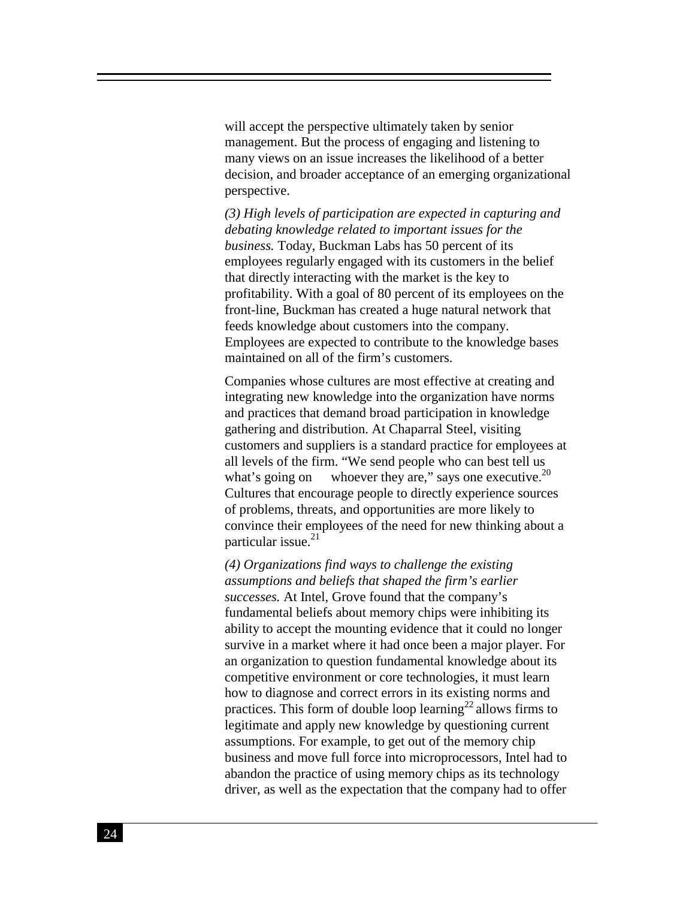will accept the perspective ultimately taken by senior management. But the process of engaging and listening to many views on an issue increases the likelihood of a better decision, and broader acceptance of an emerging organizational perspective.

*(3) High levels of participation are expected in capturing and debating knowledge related to important issues for the business.* Today, Buckman Labs has 50 percent of its employees regularly engaged with its customers in the belief that directly interacting with the market is the key to profitability. With a goal of 80 percent of its employees on the front-line, Buckman has created a huge natural network that feeds knowledge about customers into the company. Employees are expected to contribute to the knowledge bases maintained on all of the firm's customers.

Companies whose cultures are most effective at creating and integrating new knowledge into the organization have norms and practices that demand broad participation in knowledge gathering and distribution. At Chaparral Steel, visiting customers and suppliers is a standard practice for employees at all levels of the firm. "We send people who can best tell us what's going on     whoever they are," says one executive.[20] Cultures that encourage people to directly experience sources of problems, threats, and opportunities are more likely to convince their employees of the need for new thinking about a particular issue.[21]

*(4) Organizations find ways to challenge the existing assumptions and beliefs that shaped the firm's earlier successes.* At Intel, Grove found that the company's fundamental beliefs about memory chips were inhibiting its ability to accept the mounting evidence that it could no longer survive in a market where it had once been a major player. For an organization to question fundamental knowledge about its competitive environment or core technologies, it must learn how to diagnose and correct errors in its existing norms and practices. This form of double loop learning[22] allows firms to legitimate and apply new knowledge by questioning current assumptions. For example, to get out of the memory chip business and move full force into microprocessors, Intel had to abandon the practice of using memory chips as its technology driver, as well as the expectation that the company had to offer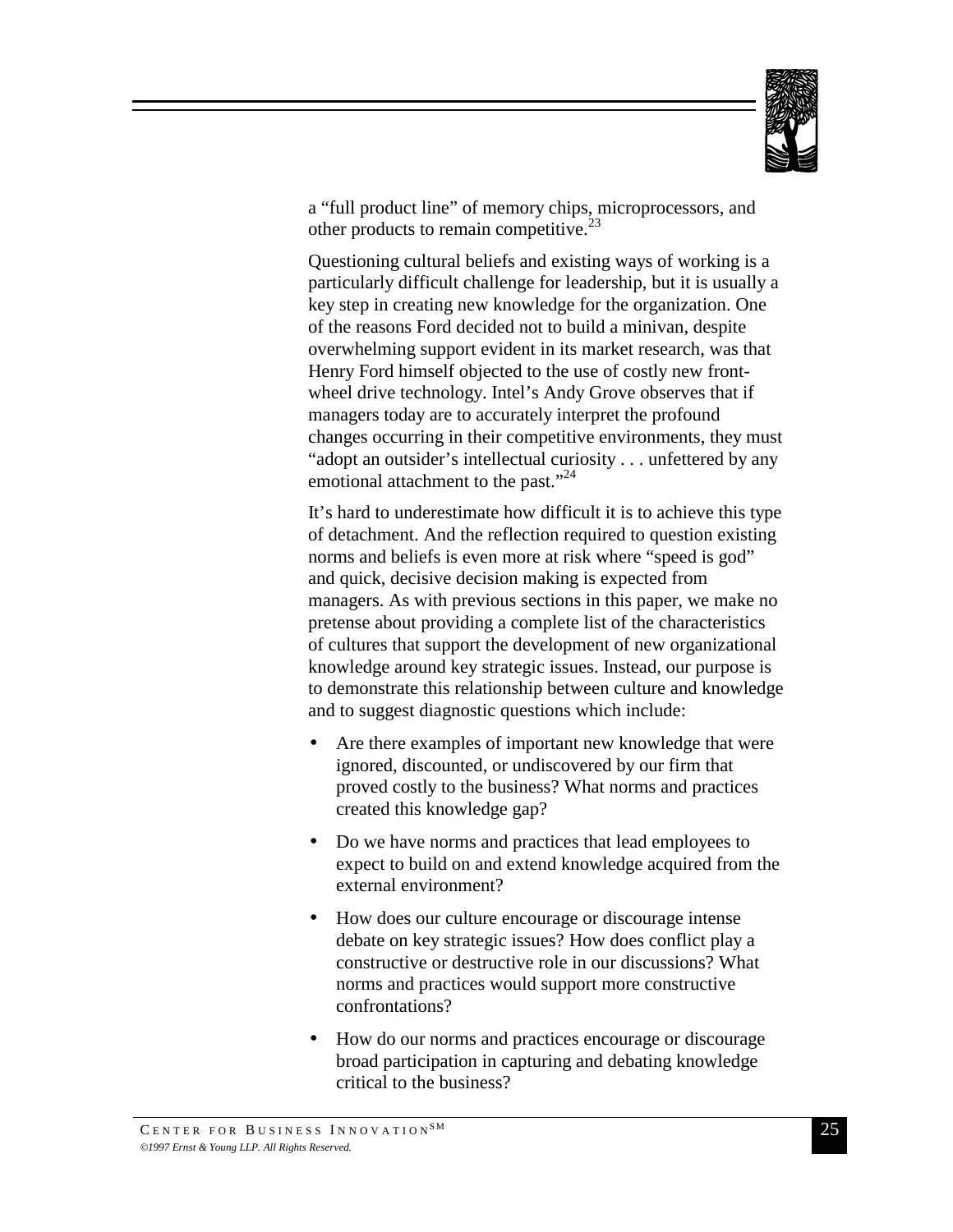a "full product line" of memory chips, microprocessors, and other products to remain competitive.[23]

Questioning cultural beliefs and existing ways of working is a particularly difficult challenge for leadership, but it is usually a key step in creating new knowledge for the organization. One of the reasons Ford decided not to build a minivan, despite overwhelming support evident in its market research, was that Henry Ford himself objected to the use of costly new front-wheel drive technology. Intel's Andy Grove observes that if managers today are to accurately interpret the profound changes occurring in their competitive environments, they must "adopt an outsider's intellectual curiosity . . . unfettered by any emotional attachment to the past."[24]

It's hard to underestimate how difficult it is to achieve this type of detachment. And the reflection required to question existing norms and beliefs is even more at risk where "speed is god" and quick, decisive decision making is expected from managers. As with previous sections in this paper, we make no pretense about providing a complete list of the characteristics of cultures that support the development of new organizational knowledge around key strategic issues. Instead, our purpose is to demonstrate this relationship between culture and knowledge and to suggest diagnostic questions which include:

- Are there examples of important new knowledge that were ignored, discounted, or undiscovered by our firm that proved costly to the business? What norms and practices created this knowledge gap?
- Do we have norms and practices that lead employees to expect to build on and extend knowledge acquired from the external environment?
- How does our culture encourage or discourage intense debate on key strategic issues? How does conflict play a constructive or destructive role in our discussions? What norms and practices would support more constructive confrontations?
- How do our norms and practices encourage or discourage broad participation in capturing and debating knowledge critical to the business?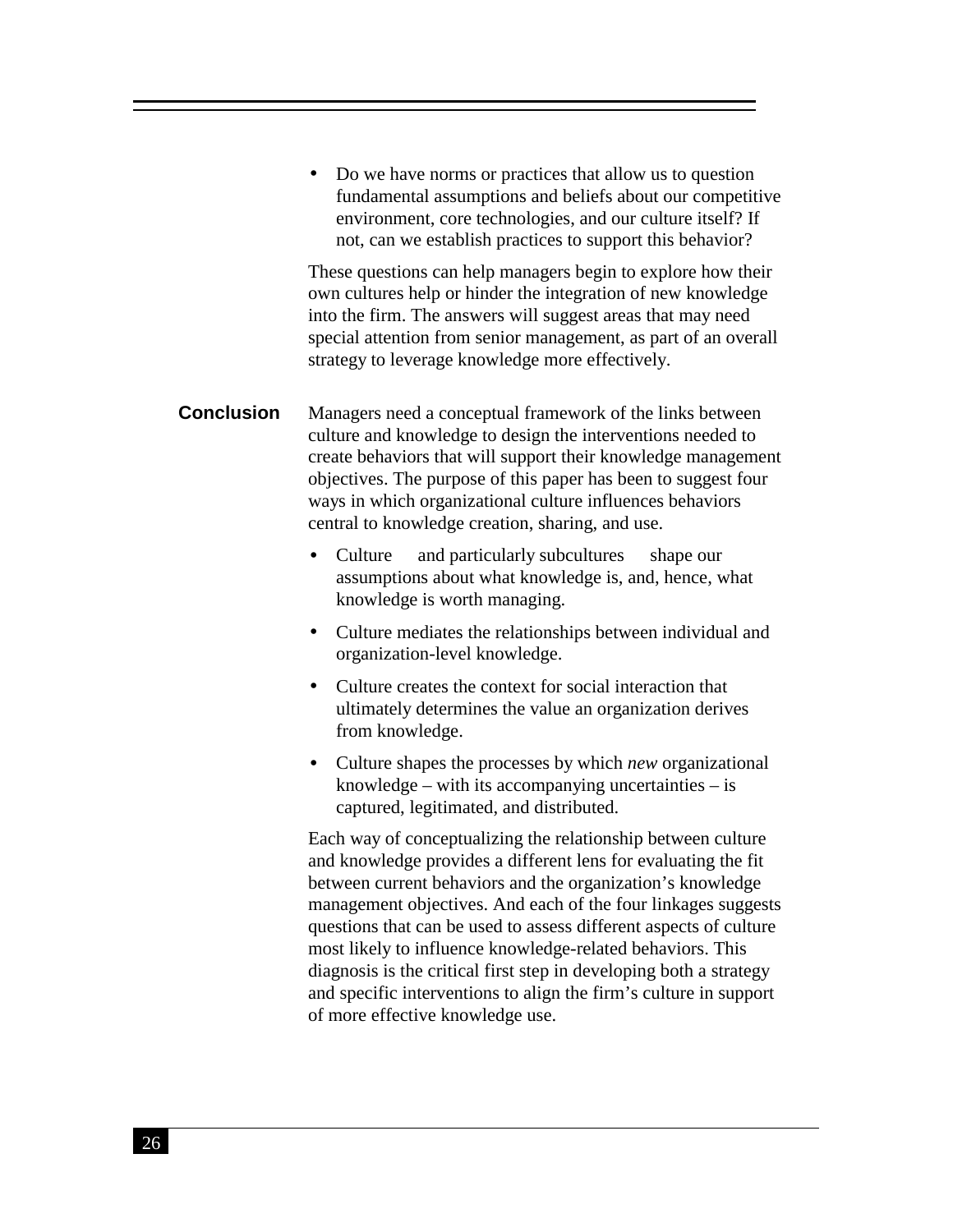- Do we have norms or practices that allow us to question fundamental assumptions and beliefs about our competitive environment, core technologies, and our culture itself? If not, can we establish practices to support this behavior?

These questions can help managers begin to explore how their own cultures help or hinder the integration of new knowledge into the firm. The answers will suggest areas that may need special attention from senior management, as part of an overall strategy to leverage knowledge more effectively.

## Conclusion

Managers need a conceptual framework of the links between culture and knowledge to design the interventions needed to create behaviors that will support their knowledge management objectives. The purpose of this paper has been to suggest four ways in which organizational culture influences behaviors central to knowledge creation, sharing, and use.

- Culture and particularly subcultures shape our assumptions about what knowledge is, and, hence, what knowledge is worth managing.
- Culture mediates the relationships between individual and organization-level knowledge.
- Culture creates the context for social interaction that ultimately determines the value an organization derives from knowledge.
- Culture shapes the processes by which *new* organizational knowledge – with its accompanying uncertainties – is captured, legitimated, and distributed.

Each way of conceptualizing the relationship between culture and knowledge provides a different lens for evaluating the fit between current behaviors and the organization's knowledge management objectives. And each of the four linkages suggests questions that can be used to assess different aspects of culture most likely to influence knowledge-related behaviors. This diagnosis is the critical first step in developing both a strategy and specific interventions to align the firm's culture in support of more effective knowledge use.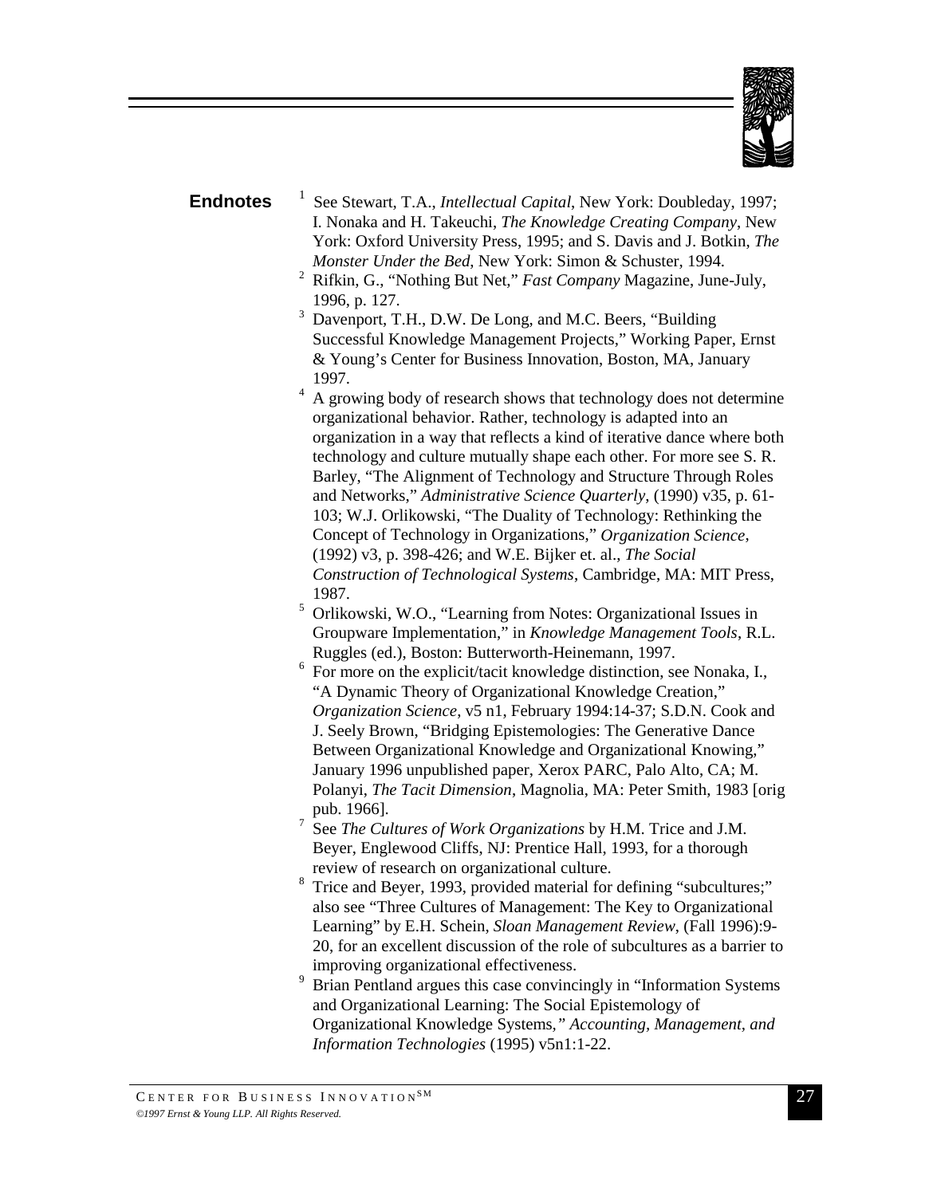## Endnotes

[1] See Stewart, T.A., *Intellectual Capital*, New York: Doubleday, 1997; I. Nonaka and H. Takeuchi, *The Knowledge Creating Company*, New York: Oxford University Press, 1995; and S. Davis and J. Botkin, *The Monster Under the Bed*, New York: Simon & Schuster, 1994.

[2] Rifkin, G., "Nothing But Net," *Fast Company* Magazine, June-July, 1996, p. 127.

[3] Davenport, T.H., D.W. De Long, and M.C. Beers, "Building Successful Knowledge Management Projects," Working Paper, Ernst & Young's Center for Business Innovation, Boston, MA, January 1997.

[4] A growing body of research shows that technology does not determine organizational behavior. Rather, technology is adapted into an organization in a way that reflects a kind of iterative dance where both technology and culture mutually shape each other. For more see S. R. Barley, "The Alignment of Technology and Structure Through Roles and Networks," *Administrative Science Quarterly*, (1990) v35, p. 61-103; W.J. Orlikowski, "The Duality of Technology: Rethinking the Concept of Technology in Organizations," *Organization Science*, (1992) v3, p. 398-426; and W.E. Bijker et. al., *The Social Construction of Technological Systems*, Cambridge, MA: MIT Press, 1987.

[5] Orlikowski, W.O., "Learning from Notes: Organizational Issues in Groupware Implementation," in *Knowledge Management Tools*, R.L. Ruggles (ed.), Boston: Butterworth-Heinemann, 1997.

[6] For more on the explicit/tacit knowledge distinction, see Nonaka, I., "A Dynamic Theory of Organizational Knowledge Creation," *Organization Science*, v5 n1, February 1994:14-37; S.D.N. Cook and J. Seely Brown, "Bridging Epistemologies: The Generative Dance Between Organizational Knowledge and Organizational Knowing," January 1996 unpublished paper, Xerox PARC, Palo Alto, CA; M. Polanyi, *The Tacit Dimension*, Magnolia, MA: Peter Smith, 1983 [orig pub. 1966].

[7] See *The Cultures of Work Organizations* by H.M. Trice and J.M. Beyer, Englewood Cliffs, NJ: Prentice Hall, 1993, for a thorough review of research on organizational culture.

[8] Trice and Beyer, 1993, provided material for defining "subcultures;" also see "Three Cultures of Management: The Key to Organizational Learning" by E.H. Schein, *Sloan Management Review*, (Fall 1996):9-20, for an excellent discussion of the role of subcultures as a barrier to improving organizational effectiveness.

[9] Brian Pentland argues this case convincingly in "Information Systems and Organizational Learning: The Social Epistemology of Organizational Knowledge Systems," *Accounting, Management, and Information Technologies* (1995) v5n1:1-22.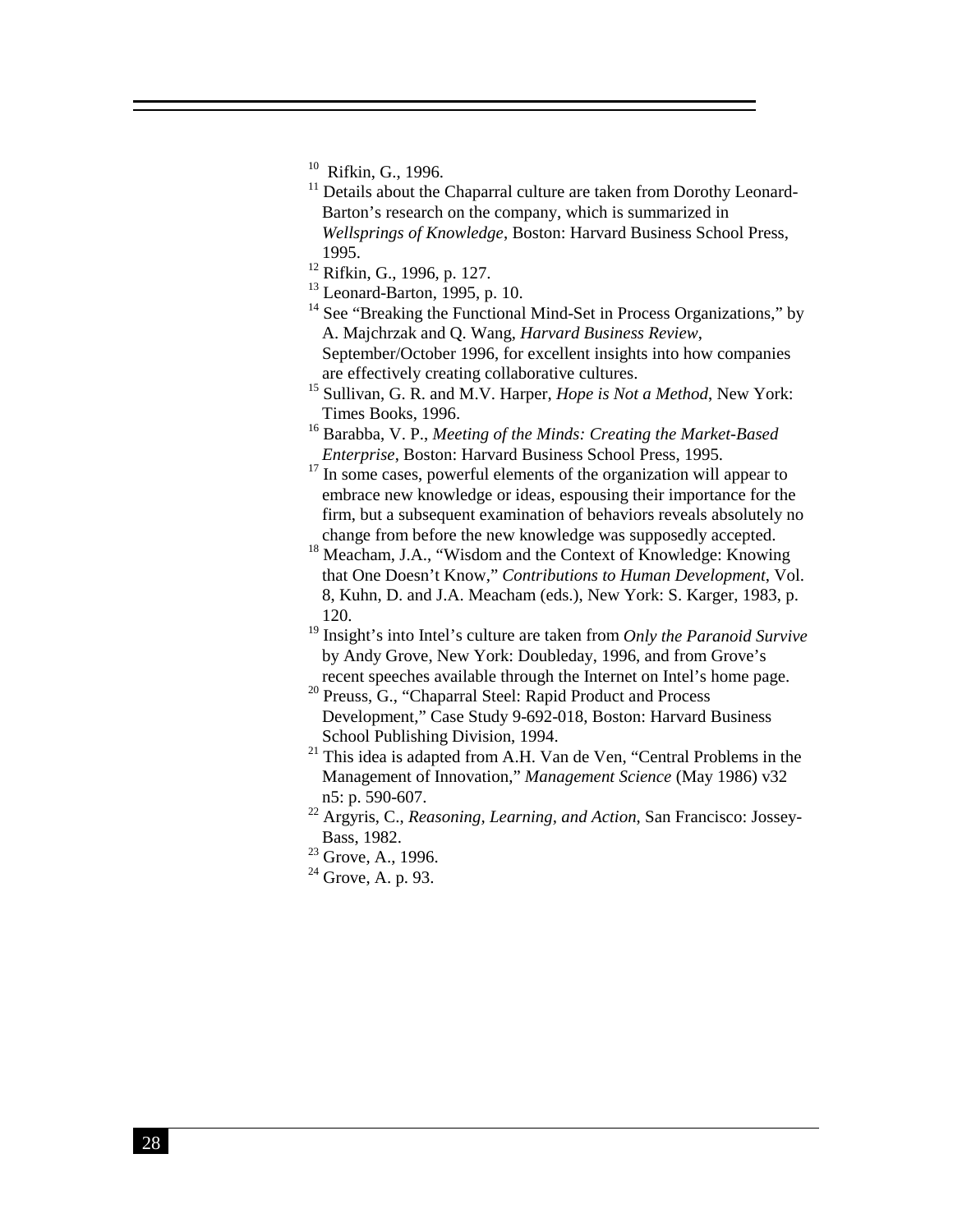[10] Rifkin, G., 1996.

[11] Details about the Chaparral culture are taken from Dorothy Leonard-Barton's research on the company, which is summarized in *Wellsprings of Knowledge*, Boston: Harvard Business School Press, 1995.

[12] Rifkin, G., 1996, p. 127.

[13] Leonard-Barton, 1995, p. 10.

[14] See "Breaking the Functional Mind-Set in Process Organizations," by A. Majchrzak and Q. Wang, *Harvard Business Review*, September/October 1996, for excellent insights into how companies are effectively creating collaborative cultures.

[15] Sullivan, G. R. and M.V. Harper, *Hope is Not a Method*, New York: Times Books, 1996.

[16] Barabba, V. P., *Meeting of the Minds: Creating the Market-Based Enterprise*, Boston: Harvard Business School Press, 1995.

[17] In some cases, powerful elements of the organization will appear to embrace new knowledge or ideas, espousing their importance for the firm, but a subsequent examination of behaviors reveals absolutely no change from before the new knowledge was supposedly accepted.

[18] Meacham, J.A., "Wisdom and the Context of Knowledge: Knowing that One Doesn't Know," *Contributions to Human Development*, Vol. 8, Kuhn, D. and J.A. Meacham (eds.), New York: S. Karger, 1983, p. 120.

[19] Insight's into Intel's culture are taken from *Only the Paranoid Survive* by Andy Grove, New York: Doubleday, 1996, and from Grove's recent speeches available through the Internet on Intel's home page.

[20] Preuss, G., "Chaparral Steel: Rapid Product and Process Development," Case Study 9-692-018, Boston: Harvard Business School Publishing Division, 1994.

[21] This idea is adapted from A.H. Van de Ven, "Central Problems in the Management of Innovation," *Management Science* (May 1986) v32 n5: p. 590-607.

[22] Argyris, C., *Reasoning, Learning, and Action*, San Francisco: Jossey-Bass, 1982.

[23] Grove, A., 1996.

[24] Grove, A. p. 93.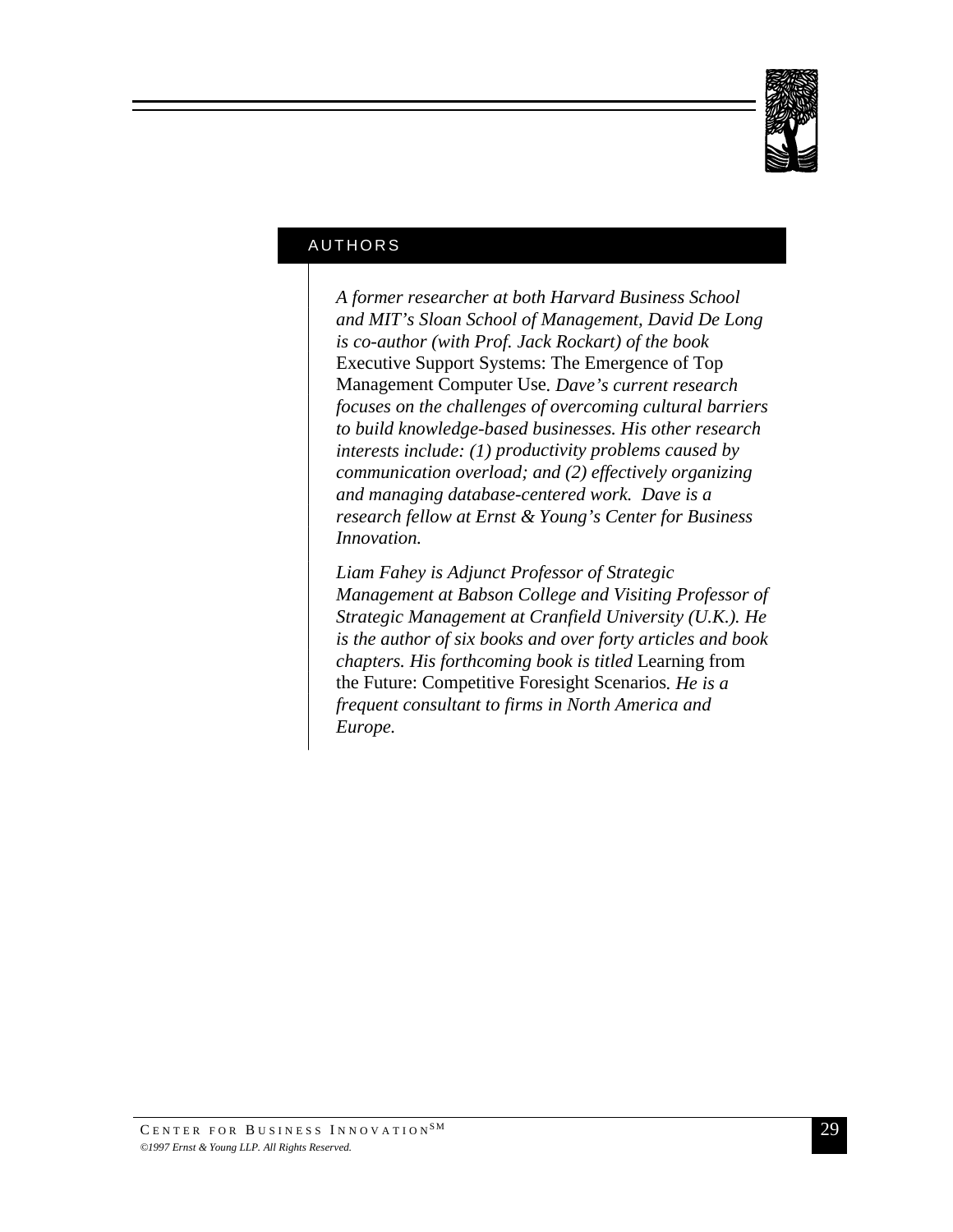## AUTHORS

*A former researcher at both Harvard Business School and MIT's Sloan School of Management, David De Long is co-author (with Prof. Jack Rockart) of the book* Executive Support Systems: The Emergence of Top Management Computer Use*. Dave's current research focuses on the challenges of overcoming cultural barriers to build knowledge-based businesses. His other research interests include: (1) productivity problems caused by communication overload; and (2) effectively organizing and managing database-centered work. Dave is a research fellow at Ernst & Young's Center for Business Innovation.*

*Liam Fahey is Adjunct Professor of Strategic Management at Babson College and Visiting Professor of Strategic Management at Cranfield University (U.K.). He is the author of six books and over forty articles and book chapters. His forthcoming book is titled* Learning from the Future: Competitive Foresight Scenarios*. He is a frequent consultant to firms in North America and Europe.*